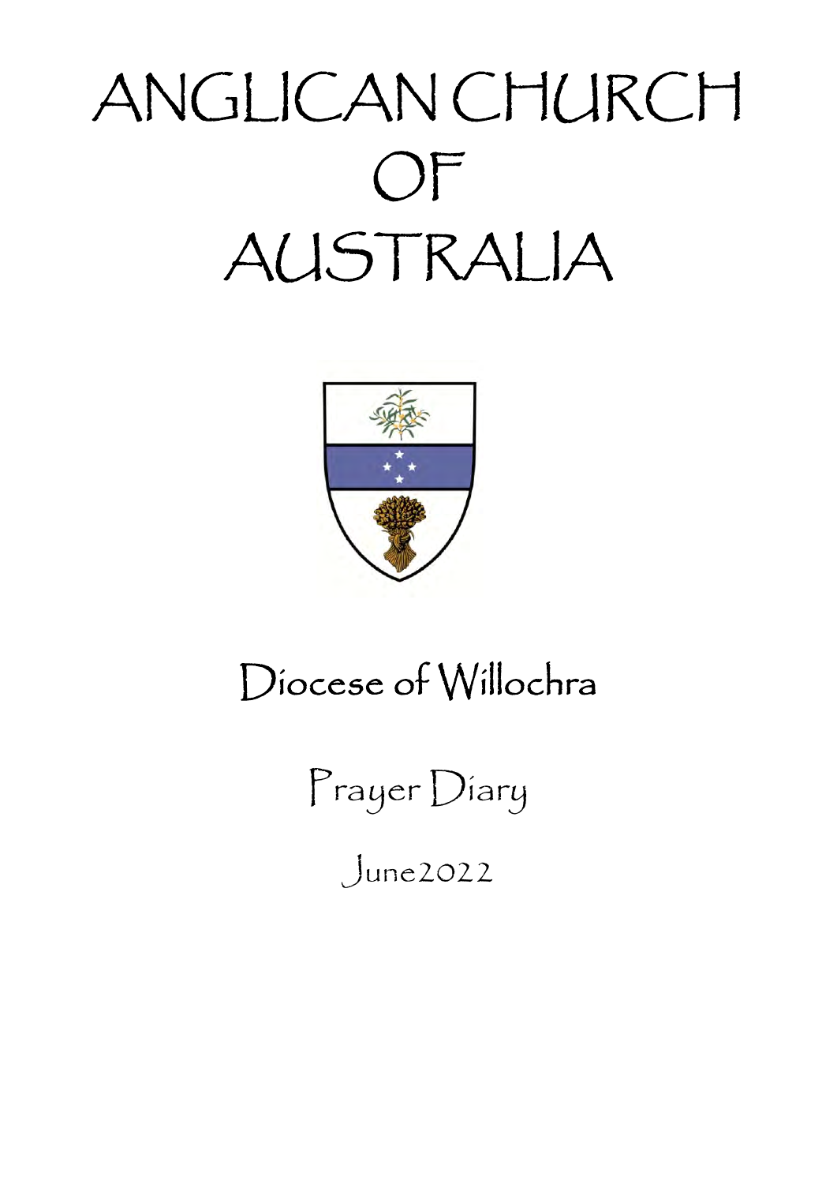# ANGLICAN CHURCH OF AUSTRALIA

## Diocese of Willochra

### Prayer Diary

June2022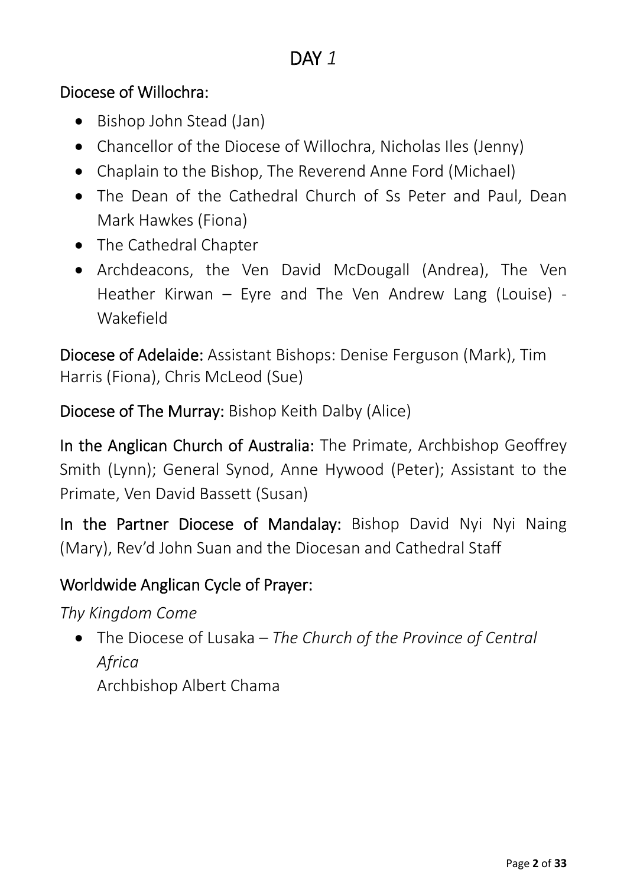# DAY *1*

## Diocese of Willochra:

- Bishop John Stead (Jan)
- Chancellor of the Diocese of Willochra, Nicholas Iles (Jenny)
- Chaplain to the Bishop, The Reverend Anne Ford (Michael)
- The Dean of the Cathedral Church of Ss Peter and Paul, Dean Mark Hawkes (Fiona)
- The Cathedral Chapter
- Archdeacons, the Ven David McDougall (Andrea), The Ven Heather Kirwan – Eyre and The Ven Andrew Lang (Louise) - Wakefield

**Diocese of Adelaide:** Assistant Bishops: Denise Ferguson (Mark), Tim Harris (Fiona), Chris McLeod (Sue)

**Diocese of The Murray:** Bishop Keith Dalby (Alice)

**In the Anglican Church of Australia:** The Primate, Archbishop Geoffrey Smith (Lynn); General Synod, Anne Hywood (Peter); Assistant to the Primate, Ven David Bassett (Susan)

**In the Partner Diocese of Mandalay:** Bishop David Nyi Nyi Naing (Mary), Rev'd John Suan and the Diocesan and Cathedral Staff

## Worldwide Anglican Cycle of Prayer:

*Thy Kingdom Come*

- The Diocese of Lusaka – *The Church of the Province of Central Africa*
  Archbishop Albert Chama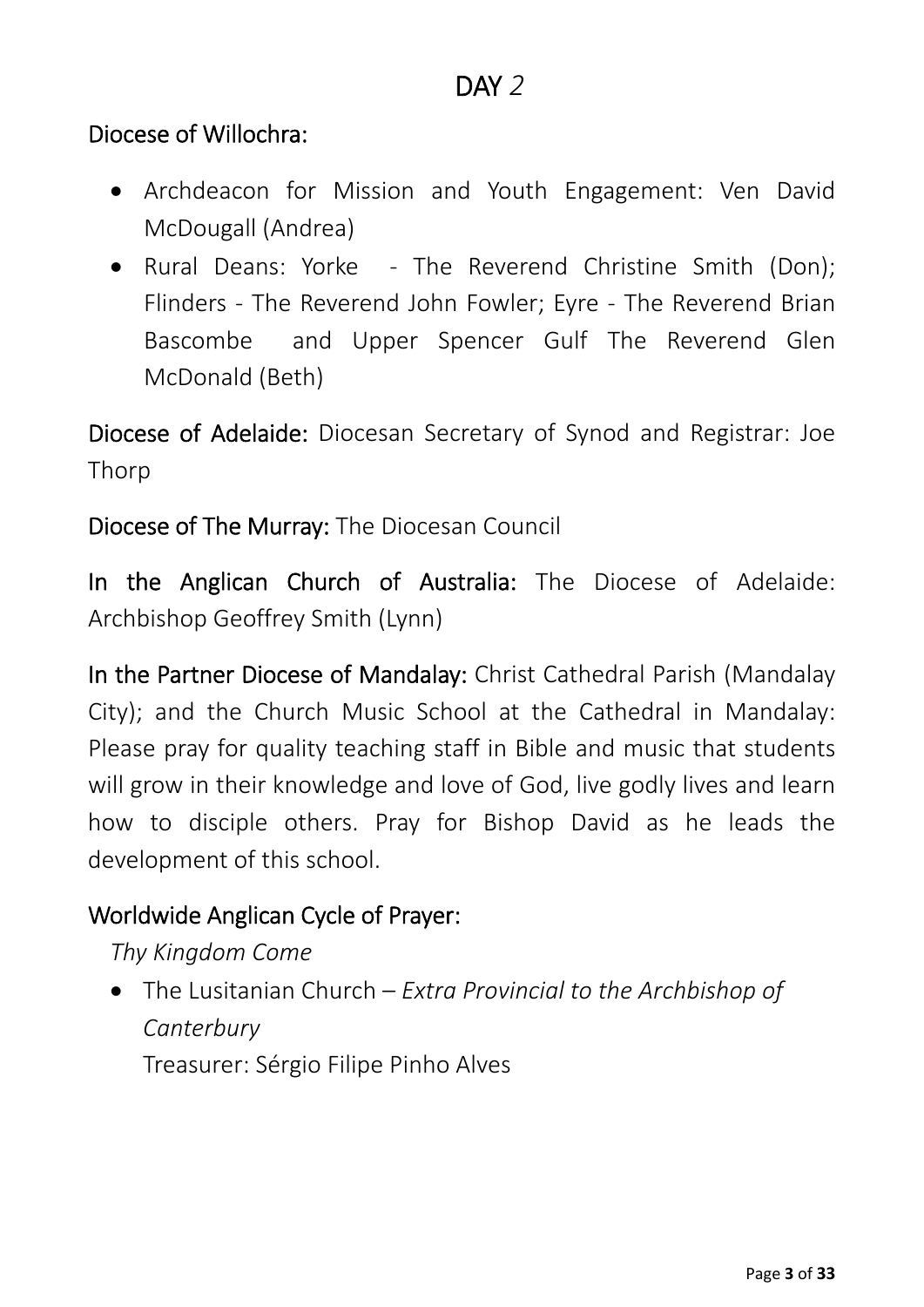# DAY *2*

## Diocese of Willochra:

- Archdeacon for Mission and Youth Engagement: Ven David McDougall (Andrea)
- Rural Deans: Yorke - The Reverend Christine Smith (Don); Flinders - The Reverend John Fowler; Eyre - The Reverend Brian Bascombe and Upper Spencer Gulf The Reverend Glen McDonald (Beth)

**Diocese of Adelaide:** Diocesan Secretary of Synod and Registrar: Joe Thorp

**Diocese of The Murray:** The Diocesan Council

**In the Anglican Church of Australia:** The Diocese of Adelaide: Archbishop Geoffrey Smith (Lynn)

**In the Partner Diocese of Mandalay:** Christ Cathedral Parish (Mandalay City); and the Church Music School at the Cathedral in Mandalay: Please pray for quality teaching staff in Bible and music that students will grow in their knowledge and love of God, live godly lives and learn how to disciple others. Pray for Bishop David as he leads the development of this school.

## Worldwide Anglican Cycle of Prayer:

*Thy Kingdom Come*

- The Lusitanian Church – *Extra Provincial to the Archbishop of Canterbury*
  Treasurer: Sérgio Filipe Pinho Alves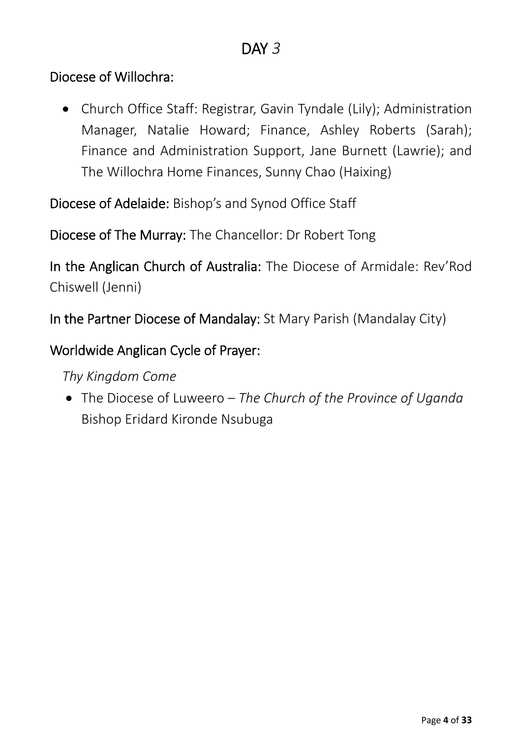# DAY *3*

## Diocese of Willochra:

- Church Office Staff: Registrar, Gavin Tyndale (Lily); Administration Manager, Natalie Howard; Finance, Ashley Roberts (Sarah); Finance and Administration Support, Jane Burnett (Lawrie); and The Willochra Home Finances, Sunny Chao (Haixing)

**Diocese of Adelaide:** Bishop's and Synod Office Staff

**Diocese of The Murray:** The Chancellor: Dr Robert Tong

**In the Anglican Church of Australia:** The Diocese of Armidale: Rev'Rod Chiswell (Jenni)

**In the Partner Diocese of Mandalay:** St Mary Parish (Mandalay City)

## Worldwide Anglican Cycle of Prayer:

*Thy Kingdom Come*

- The Diocese of Luweero – *The Church of the Province of Uganda* Bishop Eridard Kironde Nsubuga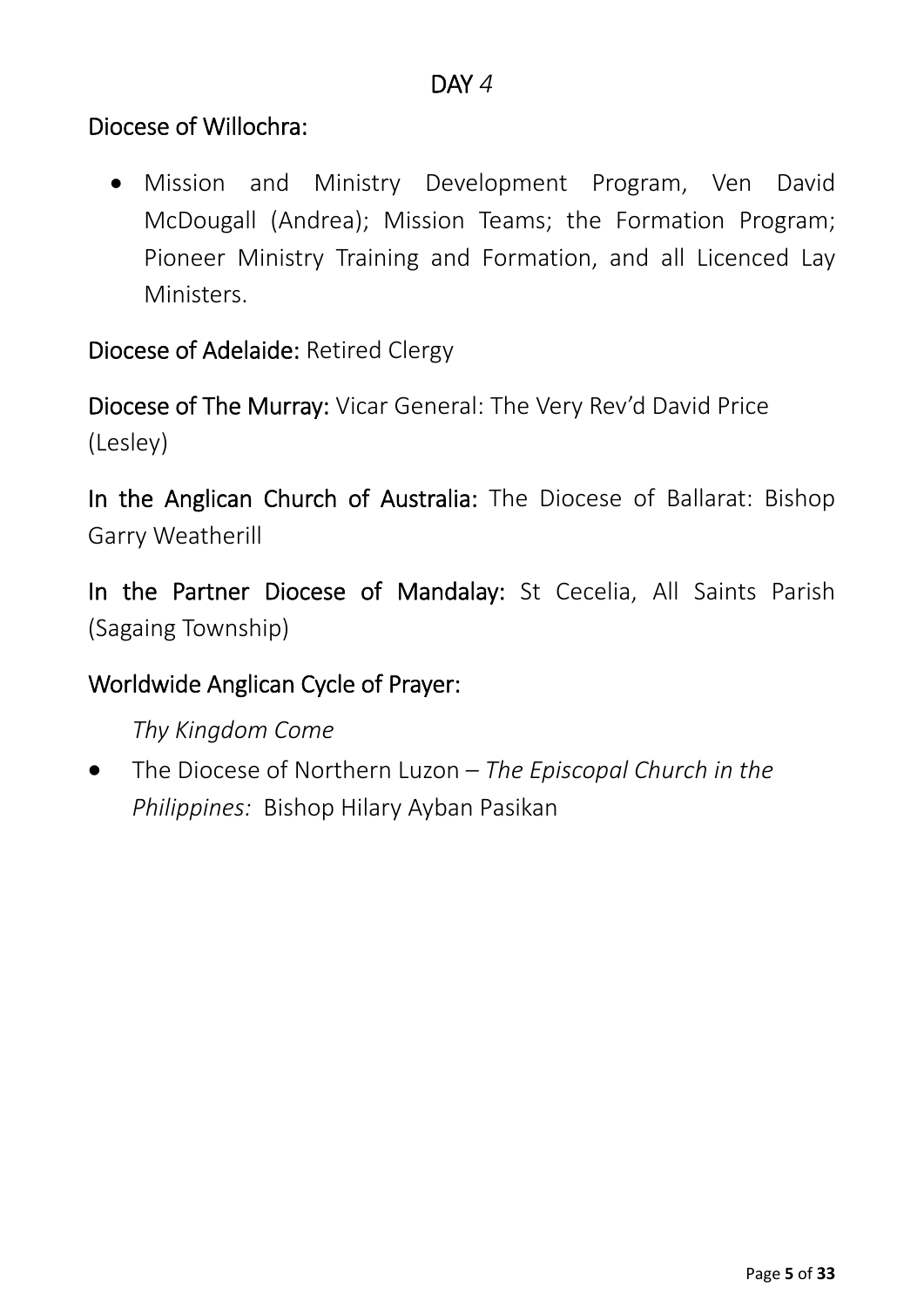# DAY *4*

## Diocese of Willochra:

- Mission and Ministry Development Program, Ven David McDougall (Andrea); Mission Teams; the Formation Program; Pioneer Ministry Training and Formation, and all Licenced Lay Ministers.

**Diocese of Adelaide:** Retired Clergy

**Diocese of The Murray:** Vicar General: The Very Rev'd David Price (Lesley)

**In the Anglican Church of Australia:** The Diocese of Ballarat: Bishop Garry Weatherill

**In the Partner Diocese of Mandalay:** St Cecelia, All Saints Parish (Sagaing Township)

## Worldwide Anglican Cycle of Prayer:

*Thy Kingdom Come*

- The Diocese of Northern Luzon – *The Episcopal Church in the Philippines:* Bishop Hilary Ayban Pasikan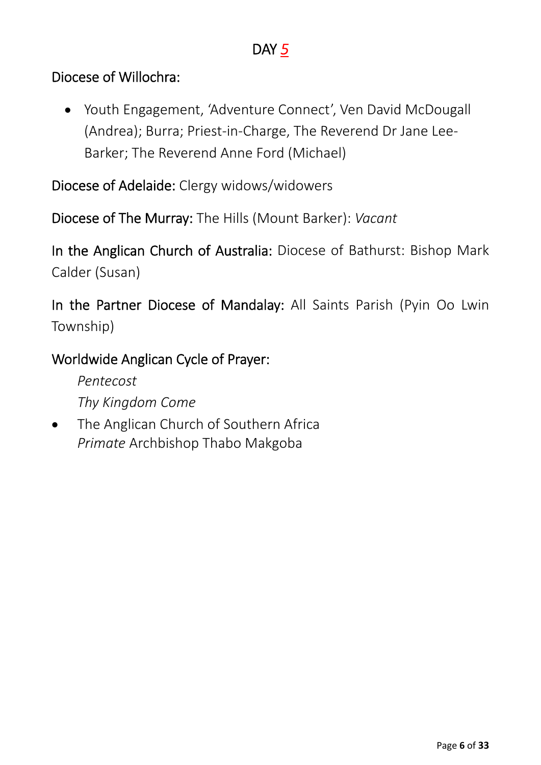# DAY 5

Diocese of Willochra:

- Youth Engagement, 'Adventure Connect', Ven David McDougall (Andrea); Burra; Priest-in-Charge, The Reverend Dr Jane Lee-Barker; The Reverend Anne Ford (Michael)

Diocese of Adelaide: Clergy widows/widowers

Diocese of The Murray: The Hills (Mount Barker): *Vacant*

In the Anglican Church of Australia: Diocese of Bathurst: Bishop Mark Calder (Susan)

In the Partner Diocese of Mandalay: All Saints Parish (Pyin Oo Lwin Township)

Worldwide Anglican Cycle of Prayer:

*Pentecost*

*Thy Kingdom Come*

- The Anglican Church of Southern Africa
  *Primate* Archbishop Thabo Makgoba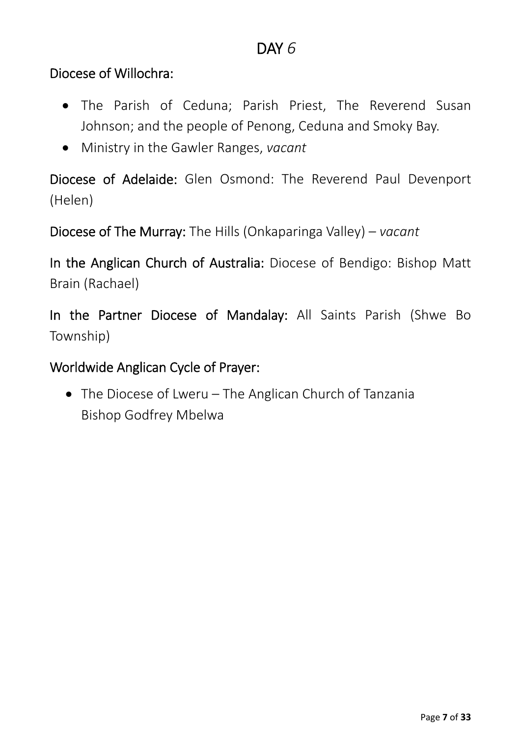# DAY *6*

Diocese of Willochra:

- The Parish of Ceduna; Parish Priest, The Reverend Susan Johnson; and the people of Penong, Ceduna and Smoky Bay.
- Ministry in the Gawler Ranges, *vacant*

Diocese of Adelaide: Glen Osmond: The Reverend Paul Devenport (Helen)

Diocese of The Murray: The Hills (Onkaparinga Valley) – *vacant*

In the Anglican Church of Australia: Diocese of Bendigo: Bishop Matt Brain (Rachael)

In the Partner Diocese of Mandalay: All Saints Parish (Shwe Bo Township)

Worldwide Anglican Cycle of Prayer:

- The Diocese of Lweru – The Anglican Church of Tanzania
  Bishop Godfrey Mbelwa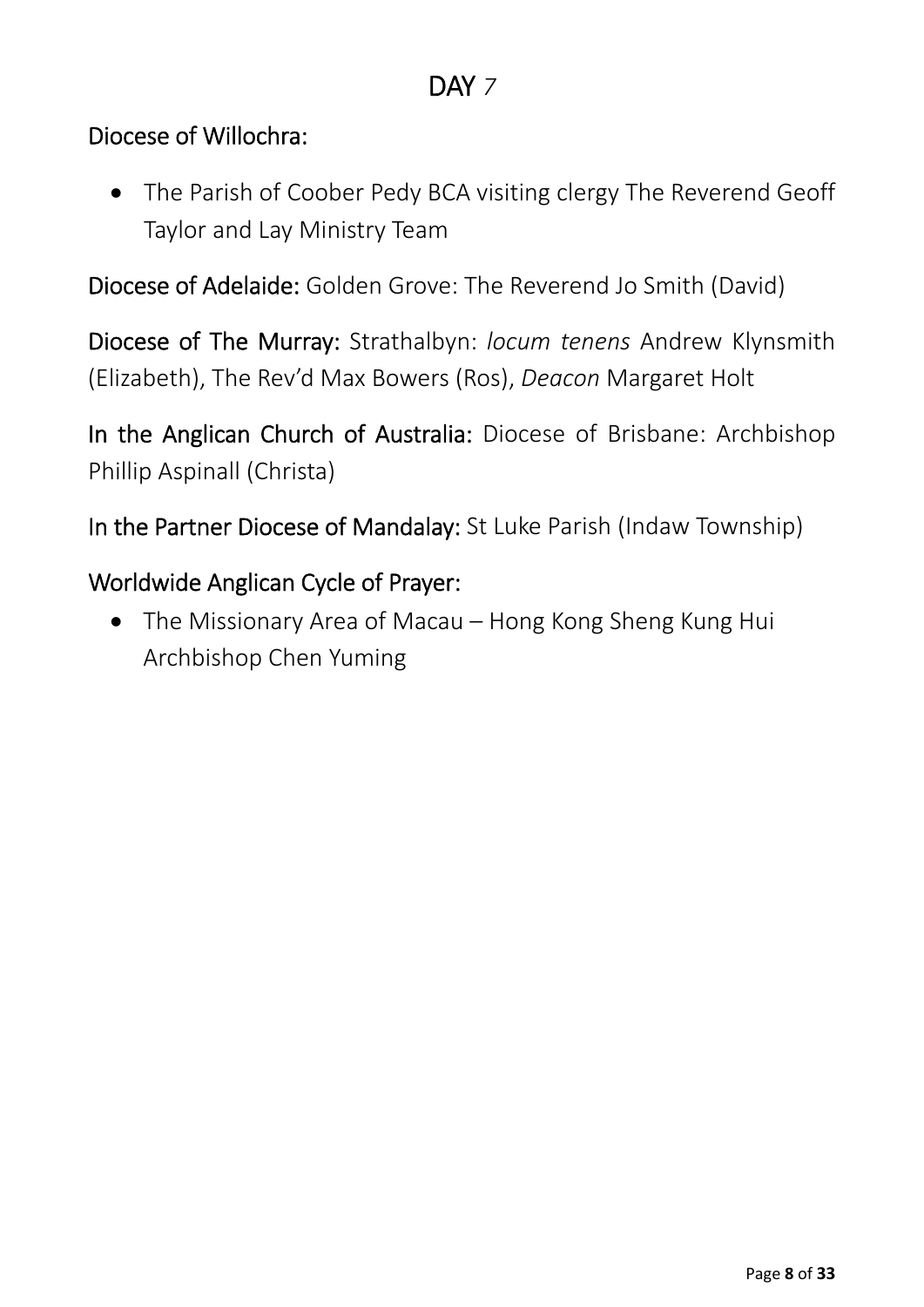# DAY *7*

## Diocese of Willochra:

- The Parish of Coober Pedy BCA visiting clergy The Reverend Geoff Taylor and Lay Ministry Team

**Diocese of Adelaide:** Golden Grove: The Reverend Jo Smith (David)

**Diocese of The Murray:** Strathalbyn: *locum tenens* Andrew Klynsmith (Elizabeth), The Rev'd Max Bowers (Ros), *Deacon* Margaret Holt

**In the Anglican Church of Australia:** Diocese of Brisbane: Archbishop Phillip Aspinall (Christa)

**In the Partner Diocese of Mandalay:** St Luke Parish (Indaw Township)

## Worldwide Anglican Cycle of Prayer:

- The Missionary Area of Macau – Hong Kong Sheng Kung Hui Archbishop Chen Yuming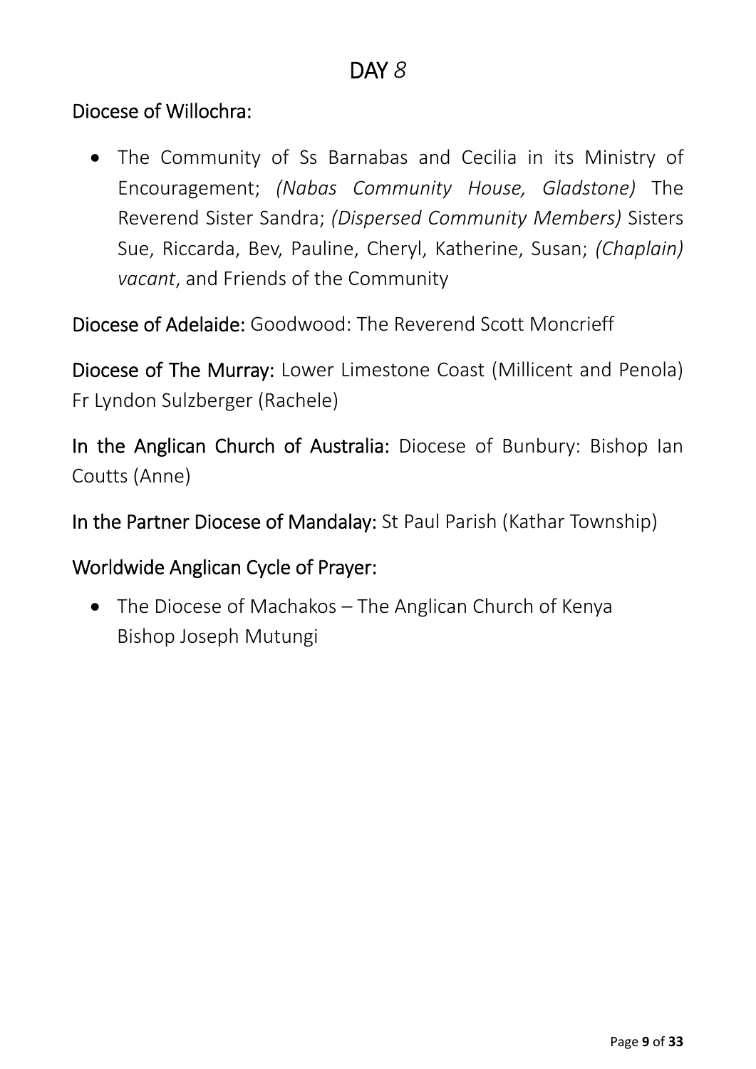# DAY *8*

Diocese of Willochra:

- The Community of Ss Barnabas and Cecilia in its Ministry of Encouragement; *(Nabas Community House, Gladstone)* The Reverend Sister Sandra; *(Dispersed Community Members)* Sisters Sue, Riccarda, Bev, Pauline, Cheryl, Katherine, Susan; *(Chaplain) vacant*, and Friends of the Community

Diocese of Adelaide: Goodwood: The Reverend Scott Moncrieff

Diocese of The Murray: Lower Limestone Coast (Millicent and Penola) Fr Lyndon Sulzberger (Rachele)

In the Anglican Church of Australia: Diocese of Bunbury: Bishop Ian Coutts (Anne)

In the Partner Diocese of Mandalay: St Paul Parish (Kathar Township)

Worldwide Anglican Cycle of Prayer:

- The Diocese of Machakos – The Anglican Church of Kenya
  Bishop Joseph Mutungi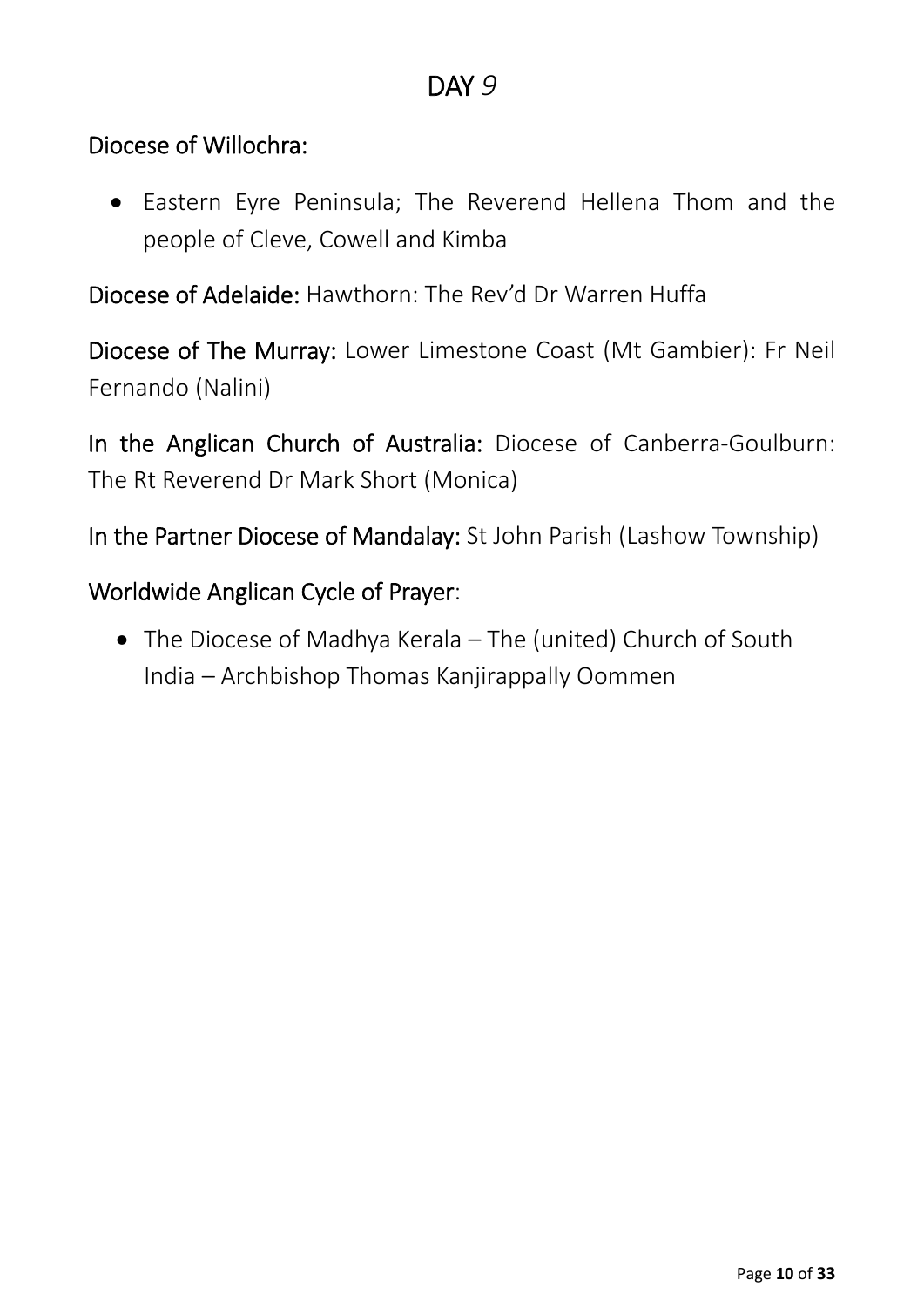# DAY *9*

Diocese of Willochra:

- Eastern Eyre Peninsula; The Reverend Hellena Thom and the people of Cleve, Cowell and Kimba

Diocese of Adelaide: Hawthorn: The Rev'd Dr Warren Huffa

Diocese of The Murray: Lower Limestone Coast (Mt Gambier): Fr Neil Fernando (Nalini)

In the Anglican Church of Australia: Diocese of Canberra-Goulburn: The Rt Reverend Dr Mark Short (Monica)

In the Partner Diocese of Mandalay: St John Parish (Lashow Township)

Worldwide Anglican Cycle of Prayer:

- The Diocese of Madhya Kerala – The (united) Church of South India – Archbishop Thomas Kanjirappally Oommen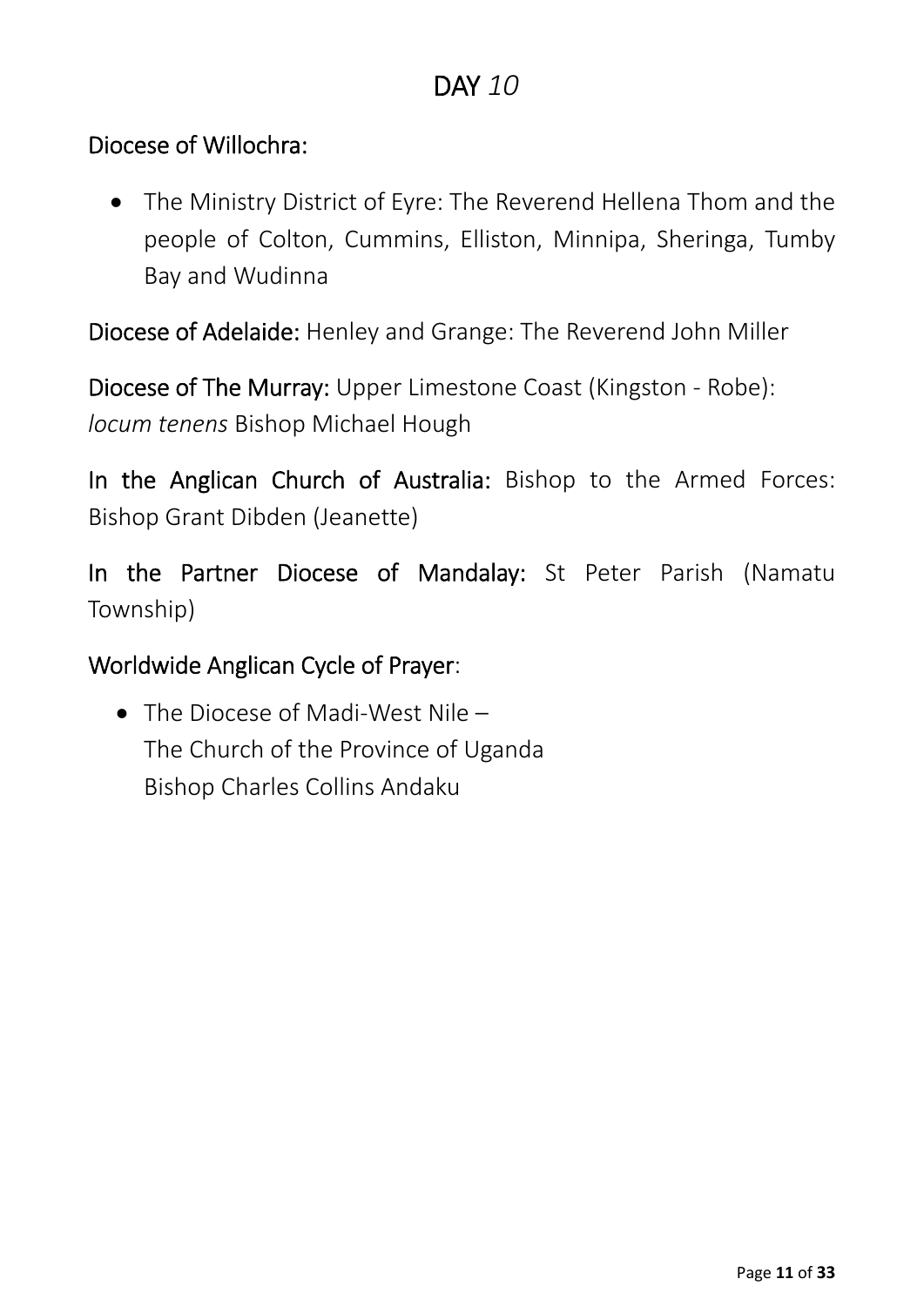# DAY *10*

Diocese of Willochra:

- The Ministry District of Eyre: The Reverend Hellena Thom and the people of Colton, Cummins, Elliston, Minnipa, Sheringa, Tumby Bay and Wudinna

Diocese of Adelaide: Henley and Grange: The Reverend John Miller

Diocese of The Murray: Upper Limestone Coast (Kingston - Robe): *locum tenens* Bishop Michael Hough

In the Anglican Church of Australia: Bishop to the Armed Forces: Bishop Grant Dibden (Jeanette)

In the Partner Diocese of Mandalay: St Peter Parish (Namatu Township)

Worldwide Anglican Cycle of Prayer:

- The Diocese of Madi-West Nile –
  The Church of the Province of Uganda
  Bishop Charles Collins Andaku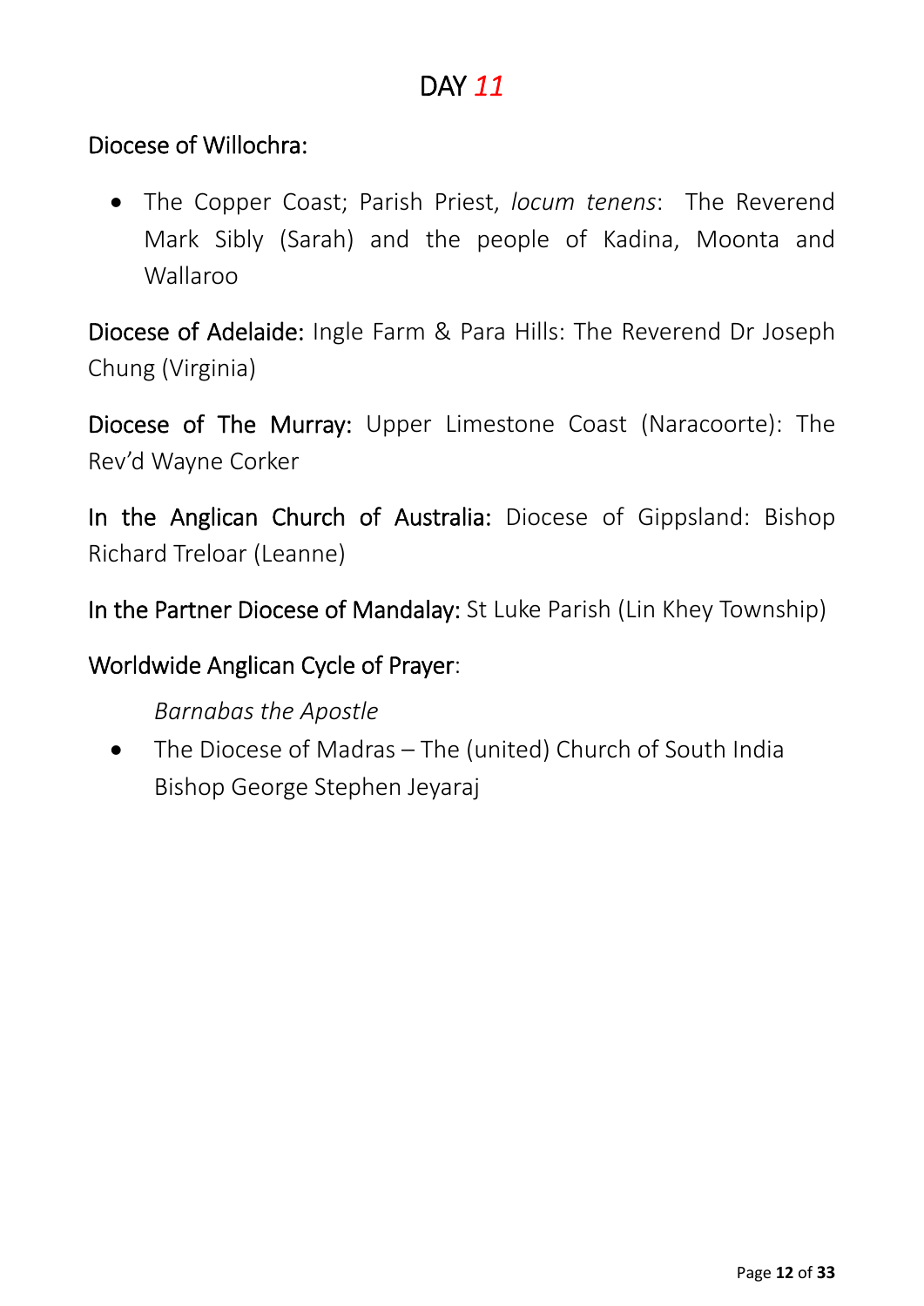# DAY *11*

Diocese of Willochra:

- The Copper Coast; Parish Priest, *locum tenens*: The Reverend Mark Sibly (Sarah) and the people of Kadina, Moonta and Wallaroo

Diocese of Adelaide: Ingle Farm & Para Hills: The Reverend Dr Joseph Chung (Virginia)

Diocese of The Murray: Upper Limestone Coast (Naracoorte): The Rev'd Wayne Corker

In the Anglican Church of Australia: Diocese of Gippsland: Bishop Richard Treloar (Leanne)

In the Partner Diocese of Mandalay: St Luke Parish (Lin Khey Township)

Worldwide Anglican Cycle of Prayer:

*Barnabas the Apostle*

- The Diocese of Madras – The (united) Church of South India
  Bishop George Stephen Jeyaraj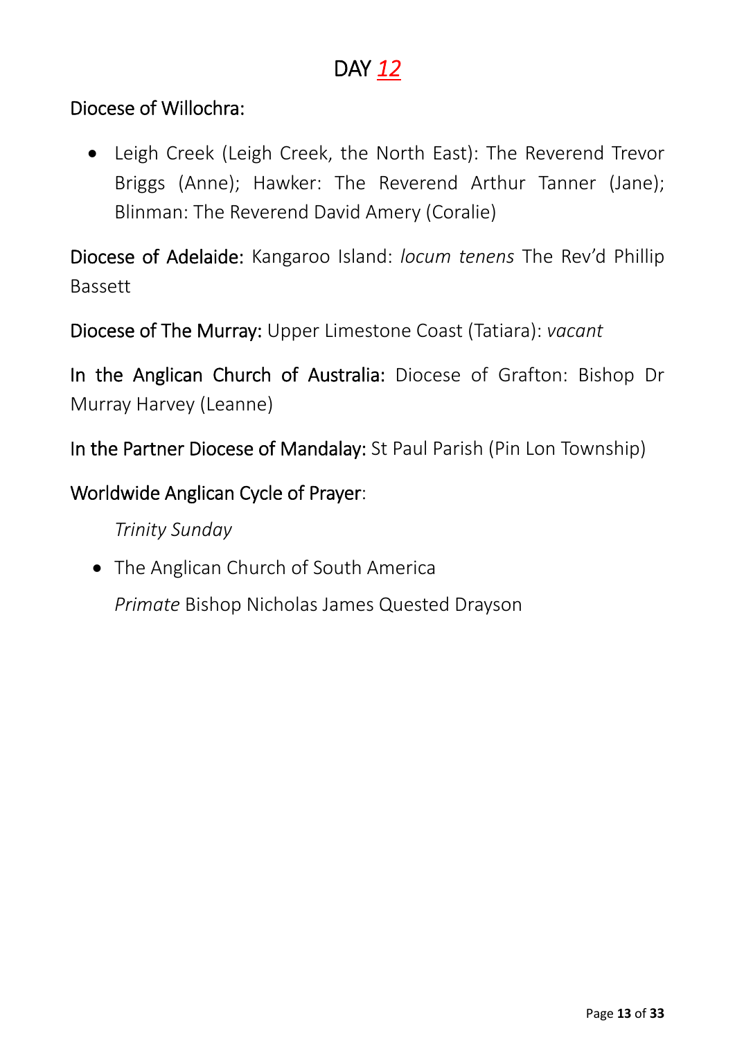# DAY *12*

Diocese of Willochra:

- Leigh Creek (Leigh Creek, the North East): The Reverend Trevor Briggs (Anne); Hawker: The Reverend Arthur Tanner (Jane); Blinman: The Reverend David Amery (Coralie)

Diocese of Adelaide: Kangaroo Island: *locum tenens* The Rev'd Phillip Bassett

Diocese of The Murray: Upper Limestone Coast (Tatiara): *vacant*

In the Anglican Church of Australia: Diocese of Grafton: Bishop Dr Murray Harvey (Leanne)

In the Partner Diocese of Mandalay: St Paul Parish (Pin Lon Township)

Worldwide Anglican Cycle of Prayer:

*Trinity Sunday*

- The Anglican Church of South America

  *Primate* Bishop Nicholas James Quested Drayson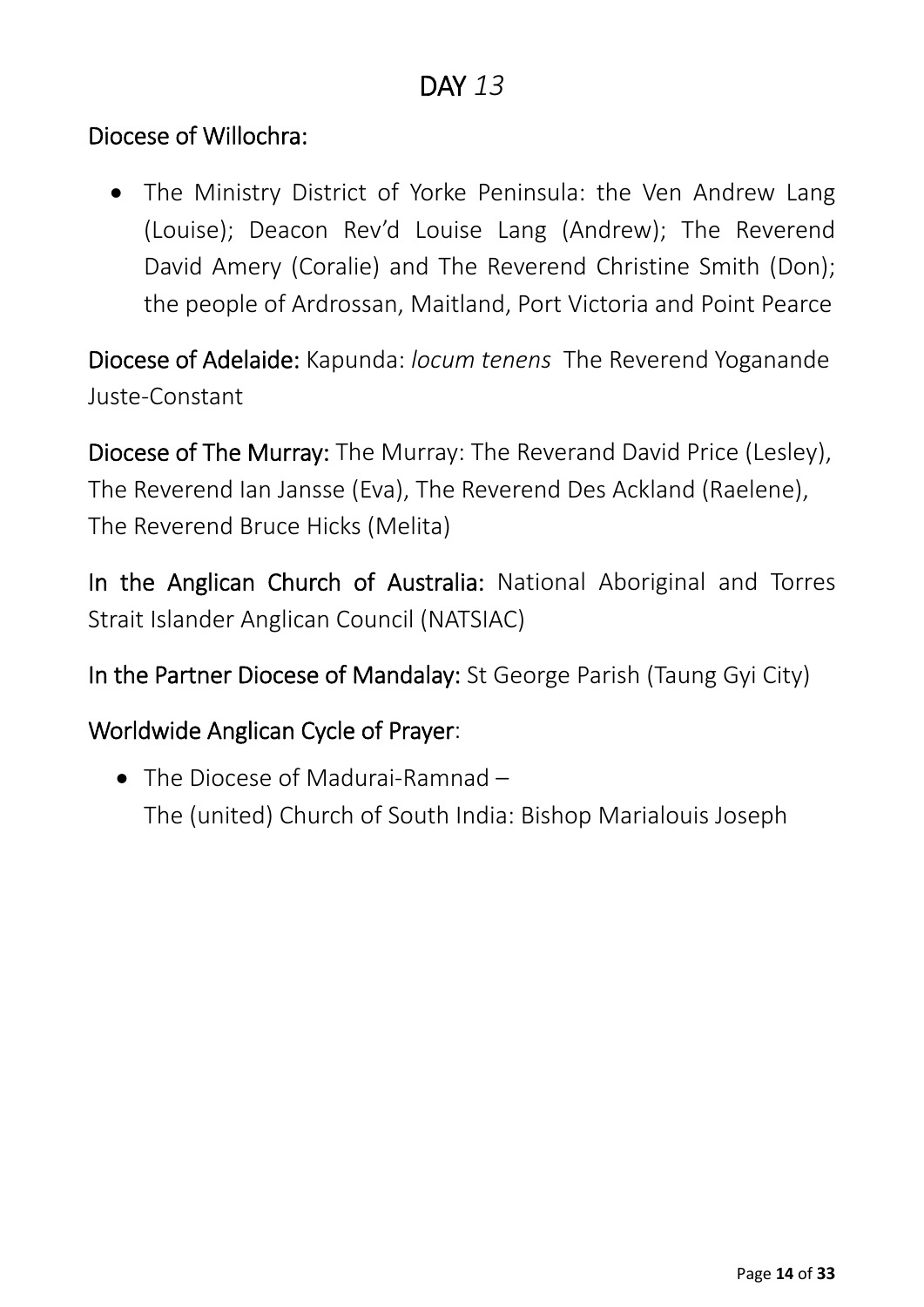# DAY *13*

Diocese of Willochra:

- The Ministry District of Yorke Peninsula: the Ven Andrew Lang (Louise); Deacon Rev'd Louise Lang (Andrew); The Reverend David Amery (Coralie) and The Reverend Christine Smith (Don); the people of Ardrossan, Maitland, Port Victoria and Point Pearce

Diocese of Adelaide: Kapunda: *locum tenens* The Reverend Yoganande Juste-Constant

Diocese of The Murray: The Murray: The Reverand David Price (Lesley), The Reverend Ian Jansse (Eva), The Reverend Des Ackland (Raelene), The Reverend Bruce Hicks (Melita)

In the Anglican Church of Australia: National Aboriginal and Torres Strait Islander Anglican Council (NATSIAC)

In the Partner Diocese of Mandalay: St George Parish (Taung Gyi City)

Worldwide Anglican Cycle of Prayer:

- The Diocese of Madurai-Ramnad –
  The (united) Church of South India: Bishop Marialouis Joseph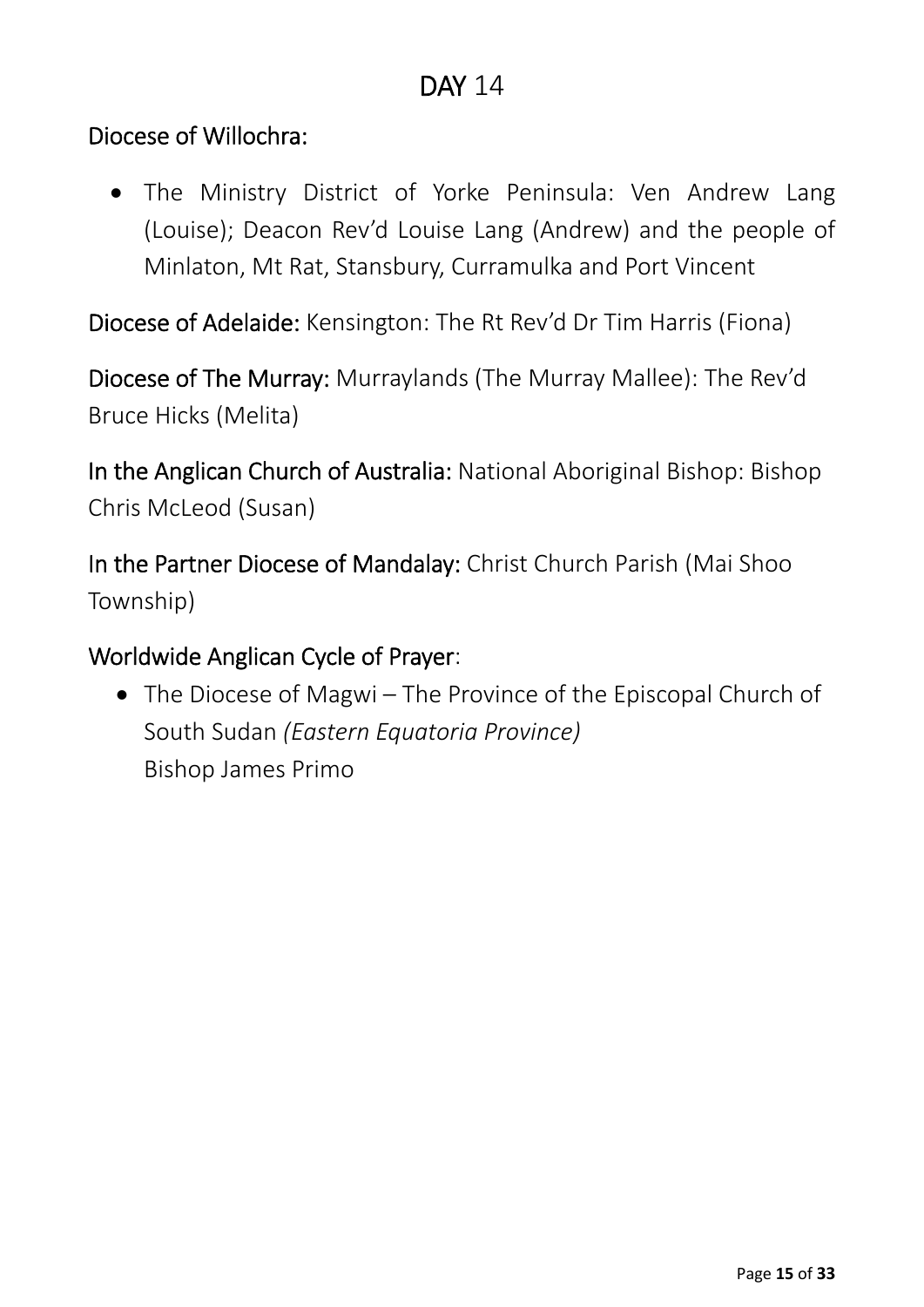# DAY 14

## Diocese of Willochra:

- The Ministry District of Yorke Peninsula: Ven Andrew Lang (Louise); Deacon Rev'd Louise Lang (Andrew) and the people of Minlaton, Mt Rat, Stansbury, Curramulka and Port Vincent

**Diocese of Adelaide:** Kensington: The Rt Rev'd Dr Tim Harris (Fiona)

**Diocese of The Murray:** Murraylands (The Murray Mallee): The Rev'd Bruce Hicks (Melita)

**In the Anglican Church of Australia:** National Aboriginal Bishop: Bishop Chris McLeod (Susan)

**In the Partner Diocese of Mandalay:** Christ Church Parish (Mai Shoo Township)

## Worldwide Anglican Cycle of Prayer:

- The Diocese of Magwi – The Province of the Episcopal Church of South Sudan *(Eastern Equatoria Province)*
  Bishop James Primo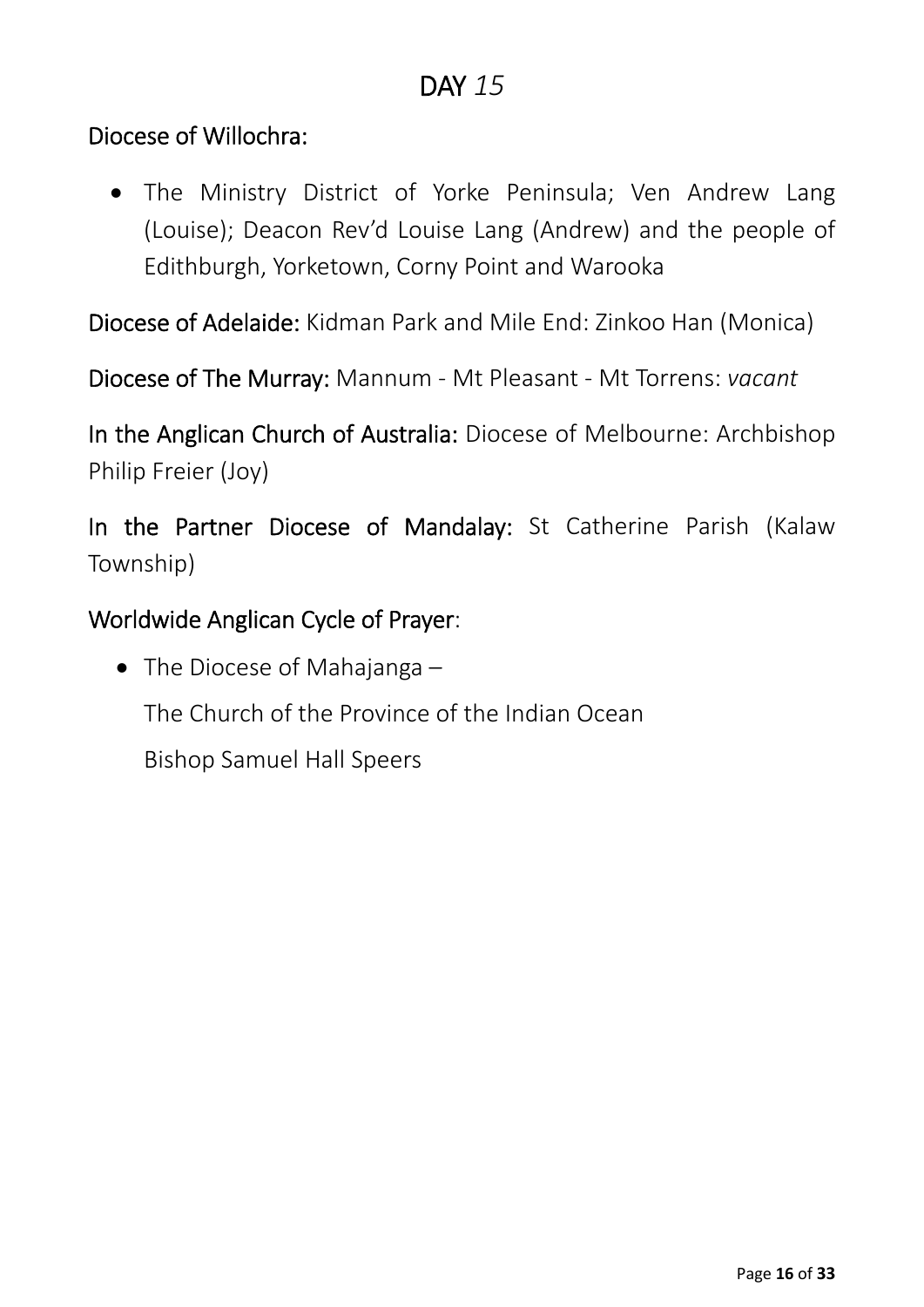# DAY *15*

Diocese of Willochra:

- The Ministry District of Yorke Peninsula; Ven Andrew Lang (Louise); Deacon Rev'd Louise Lang (Andrew) and the people of Edithburgh, Yorketown, Corny Point and Warooka

Diocese of Adelaide: Kidman Park and Mile End: Zinkoo Han (Monica)

Diocese of The Murray: Mannum - Mt Pleasant - Mt Torrens: *vacant*

In the Anglican Church of Australia: Diocese of Melbourne: Archbishop Philip Freier (Joy)

In the Partner Diocese of Mandalay: St Catherine Parish (Kalaw Township)

Worldwide Anglican Cycle of Prayer:

- The Diocese of Mahajanga –

  The Church of the Province of the Indian Ocean

  Bishop Samuel Hall Speers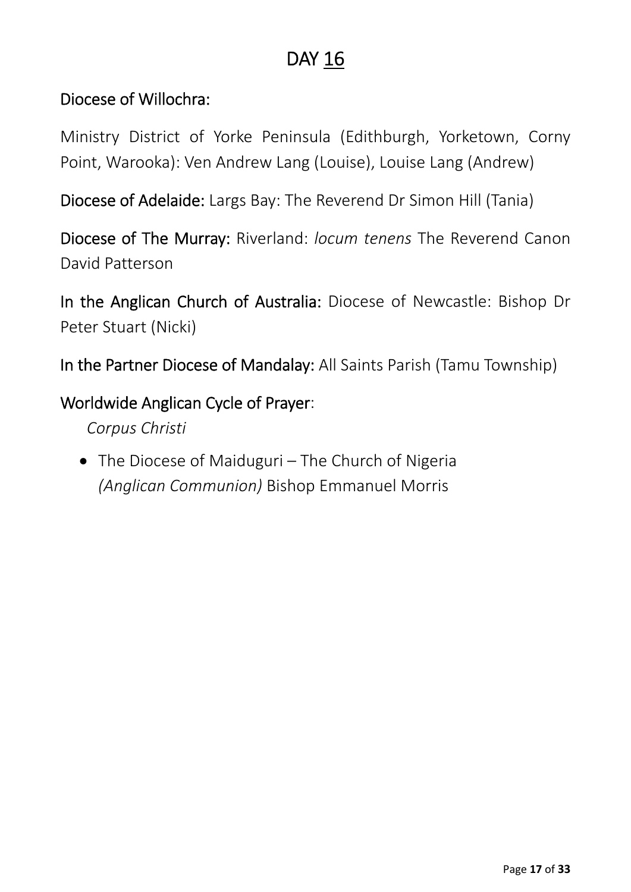# DAY 16

## Diocese of Willochra:

Ministry District of Yorke Peninsula (Edithburgh, Yorketown, Corny Point, Warooka): Ven Andrew Lang (Louise), Louise Lang (Andrew)

Diocese of Adelaide: Largs Bay: The Reverend Dr Simon Hill (Tania)

Diocese of The Murray: Riverland: *locum tenens* The Reverend Canon David Patterson

In the Anglican Church of Australia: Diocese of Newcastle: Bishop Dr Peter Stuart (Nicki)

In the Partner Diocese of Mandalay: All Saints Parish (Tamu Township)

## Worldwide Anglican Cycle of Prayer:

*Corpus Christi*

- The Diocese of Maiduguri – The Church of Nigeria *(Anglican Communion)* Bishop Emmanuel Morris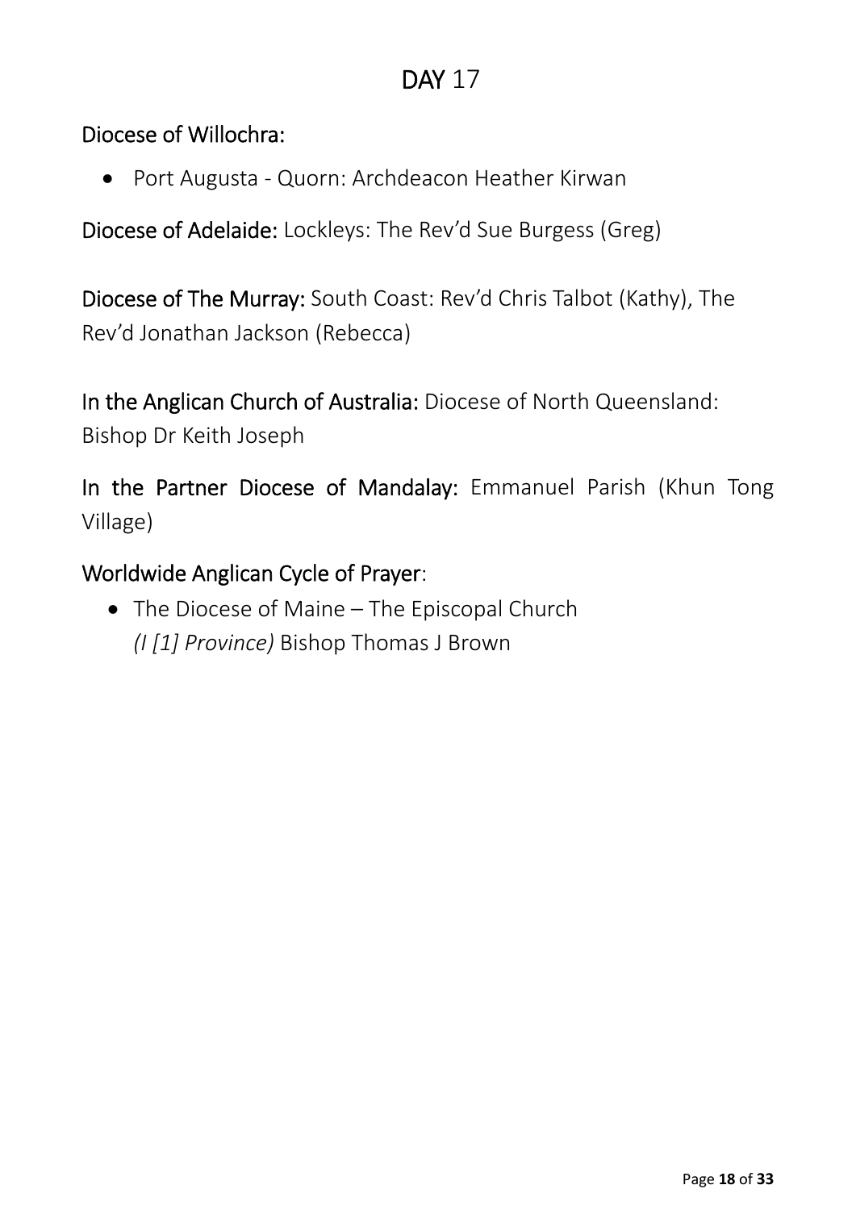# DAY 17

Diocese of Willochra:

- Port Augusta - Quorn: Archdeacon Heather Kirwan

Diocese of Adelaide: Lockleys: The Rev'd Sue Burgess (Greg)

Diocese of The Murray: South Coast: Rev'd Chris Talbot (Kathy), The Rev'd Jonathan Jackson (Rebecca)

In the Anglican Church of Australia: Diocese of North Queensland: Bishop Dr Keith Joseph

In the Partner Diocese of Mandalay: Emmanuel Parish (Khun Tong Village)

Worldwide Anglican Cycle of Prayer:

- The Diocese of Maine – The Episcopal Church
  *(I [1] Province)* Bishop Thomas J Brown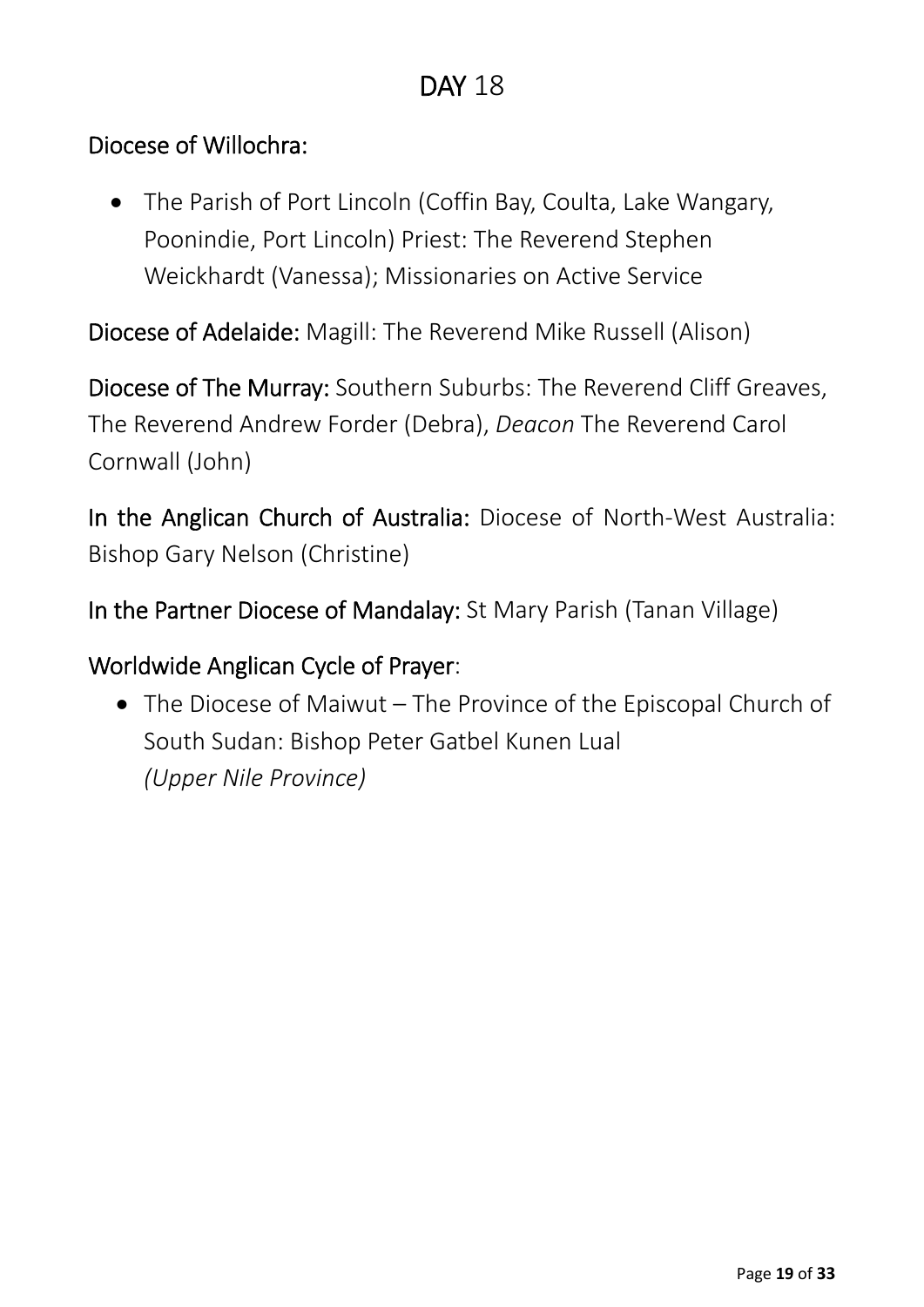# DAY 18

## Diocese of Willochra:

- The Parish of Port Lincoln (Coffin Bay, Coulta, Lake Wangary, Poonindie, Port Lincoln) Priest: The Reverend Stephen Weickhardt (Vanessa); Missionaries on Active Service

**Diocese of Adelaide:** Magill: The Reverend Mike Russell (Alison)

**Diocese of The Murray:** Southern Suburbs: The Reverend Cliff Greaves, The Reverend Andrew Forder (Debra), *Deacon* The Reverend Carol Cornwall (John)

**In the Anglican Church of Australia:** Diocese of North-West Australia: Bishop Gary Nelson (Christine)

**In the Partner Diocese of Mandalay:** St Mary Parish (Tanan Village)

## Worldwide Anglican Cycle of Prayer:

- The Diocese of Maiwut – The Province of the Episcopal Church of South Sudan: Bishop Peter Gatbel Kunen Lual
  *(Upper Nile Province)*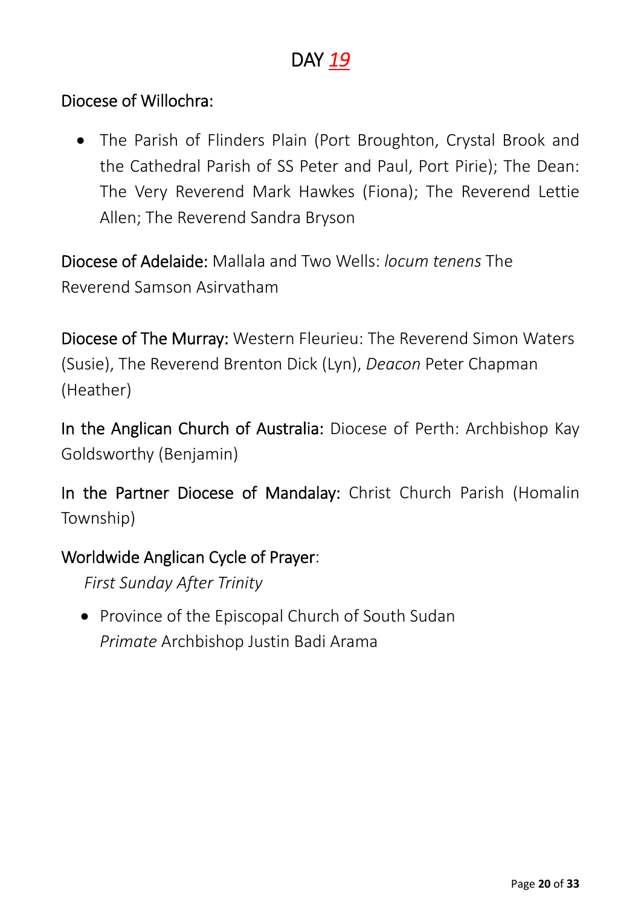# DAY *19*

Diocese of Willochra:

- The Parish of Flinders Plain (Port Broughton, Crystal Brook and the Cathedral Parish of SS Peter and Paul, Port Pirie); The Dean: The Very Reverend Mark Hawkes (Fiona); The Reverend Lettie Allen; The Reverend Sandra Bryson

Diocese of Adelaide: Mallala and Two Wells: *locum tenens* The Reverend Samson Asirvatham

Diocese of The Murray: Western Fleurieu: The Reverend Simon Waters (Susie), The Reverend Brenton Dick (Lyn), *Deacon* Peter Chapman (Heather)

In the Anglican Church of Australia: Diocese of Perth: Archbishop Kay Goldsworthy (Benjamin)

In the Partner Diocese of Mandalay: Christ Church Parish (Homalin Township)

Worldwide Anglican Cycle of Prayer:

*First Sunday After Trinity*

- Province of the Episcopal Church of South Sudan
  *Primate* Archbishop Justin Badi Arama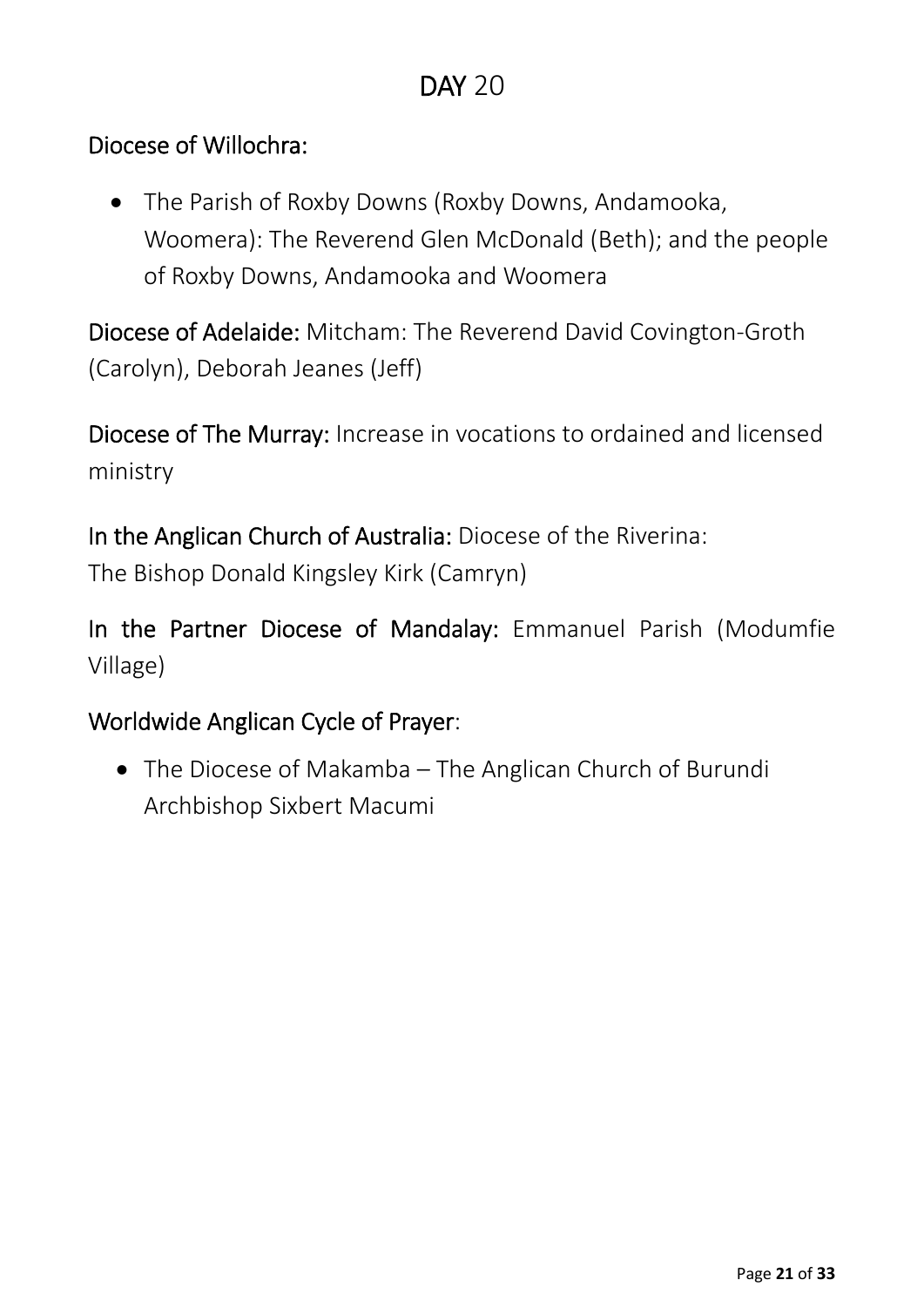# DAY 20

## Diocese of Willochra:

- The Parish of Roxby Downs (Roxby Downs, Andamooka, Woomera): The Reverend Glen McDonald (Beth); and the people of Roxby Downs, Andamooka and Woomera

**Diocese of Adelaide:** Mitcham: The Reverend David Covington-Groth (Carolyn), Deborah Jeanes (Jeff)

**Diocese of The Murray:** Increase in vocations to ordained and licensed ministry

**In the Anglican Church of Australia:** Diocese of the Riverina: The Bishop Donald Kingsley Kirk (Camryn)

**In the Partner Diocese of Mandalay:** Emmanuel Parish (Modumfie Village)

## Worldwide Anglican Cycle of Prayer:

- The Diocese of Makamba – The Anglican Church of Burundi Archbishop Sixbert Macumi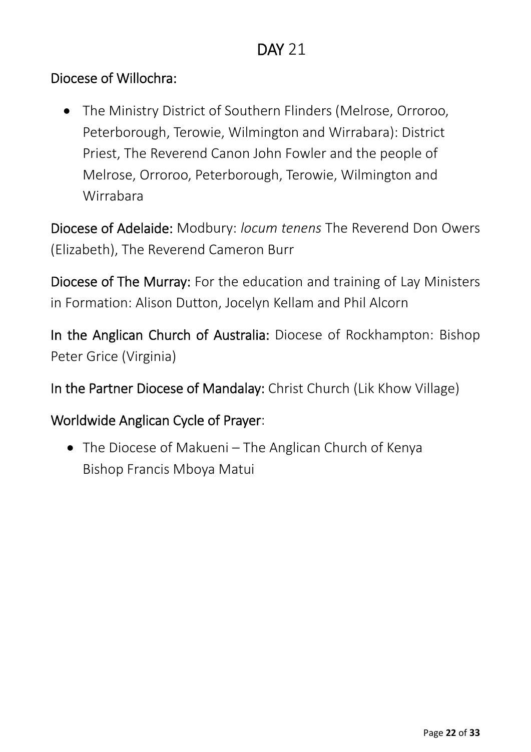# DAY 21

Diocese of Willochra:

- The Ministry District of Southern Flinders (Melrose, Orroroo, Peterborough, Terowie, Wilmington and Wirrabara): District Priest, The Reverend Canon John Fowler and the people of Melrose, Orroroo, Peterborough, Terowie, Wilmington and Wirrabara

Diocese of Adelaide: Modbury: *locum tenens* The Reverend Don Owers (Elizabeth), The Reverend Cameron Burr

Diocese of The Murray: For the education and training of Lay Ministers in Formation: Alison Dutton, Jocelyn Kellam and Phil Alcorn

In the Anglican Church of Australia: Diocese of Rockhampton: Bishop Peter Grice (Virginia)

In the Partner Diocese of Mandalay: Christ Church (Lik Khow Village)

Worldwide Anglican Cycle of Prayer:

- The Diocese of Makueni – The Anglican Church of Kenya
  Bishop Francis Mboya Matui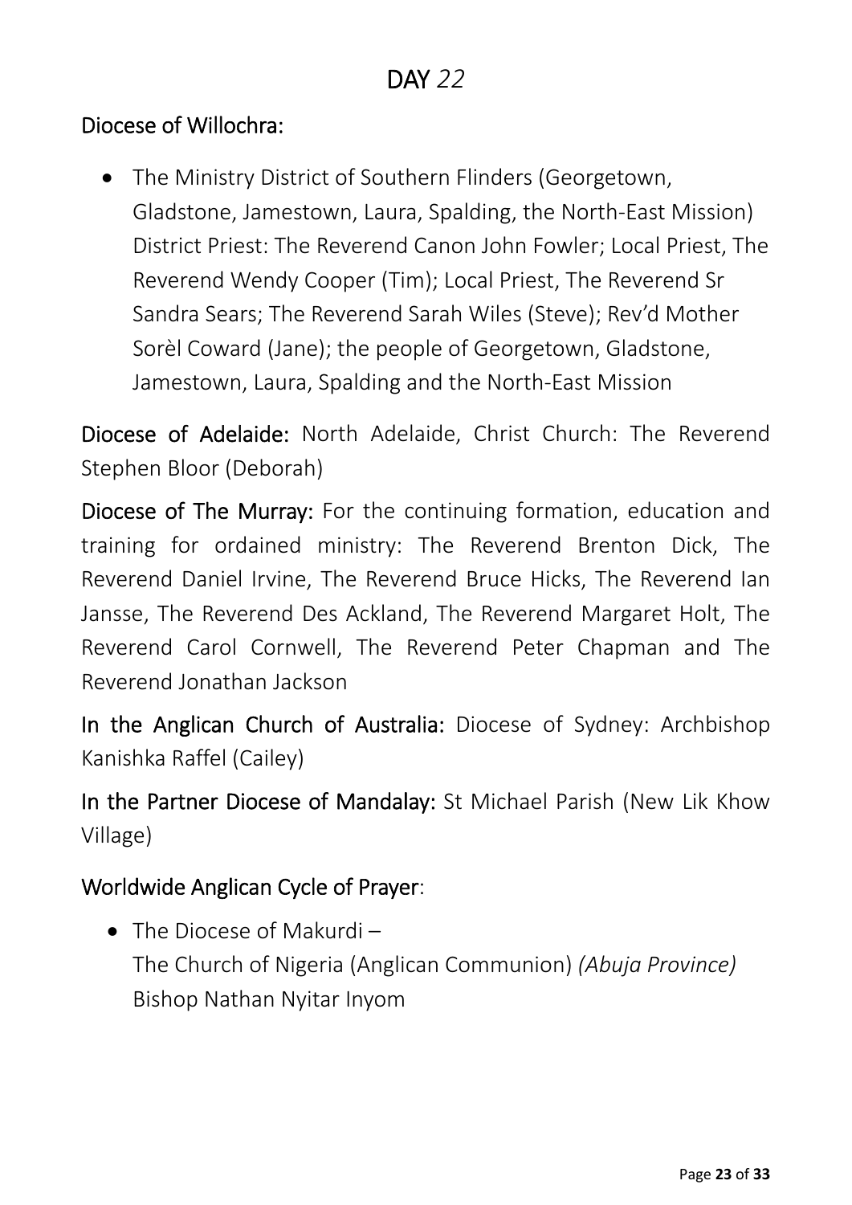# DAY *22*

## Diocese of Willochra:

- The Ministry District of Southern Flinders (Georgetown, Gladstone, Jamestown, Laura, Spalding, the North-East Mission) District Priest: The Reverend Canon John Fowler; Local Priest, The Reverend Wendy Cooper (Tim); Local Priest, The Reverend Sr Sandra Sears; The Reverend Sarah Wiles (Steve); Rev'd Mother Sorèl Coward (Jane); the people of Georgetown, Gladstone, Jamestown, Laura, Spalding and the North-East Mission

**Diocese of Adelaide:** North Adelaide, Christ Church: The Reverend Stephen Bloor (Deborah)

**Diocese of The Murray:** For the continuing formation, education and training for ordained ministry: The Reverend Brenton Dick, The Reverend Daniel Irvine, The Reverend Bruce Hicks, The Reverend Ian Jansse, The Reverend Des Ackland, The Reverend Margaret Holt, The Reverend Carol Cornwell, The Reverend Peter Chapman and The Reverend Jonathan Jackson

**In the Anglican Church of Australia:** Diocese of Sydney: Archbishop Kanishka Raffel (Cailey)

**In the Partner Diocese of Mandalay:** St Michael Parish (New Lik Khow Village)

## Worldwide Anglican Cycle of Prayer:

- The Diocese of Makurdi –
  The Church of Nigeria (Anglican Communion) *(Abuja Province)*
  Bishop Nathan Nyitar Inyom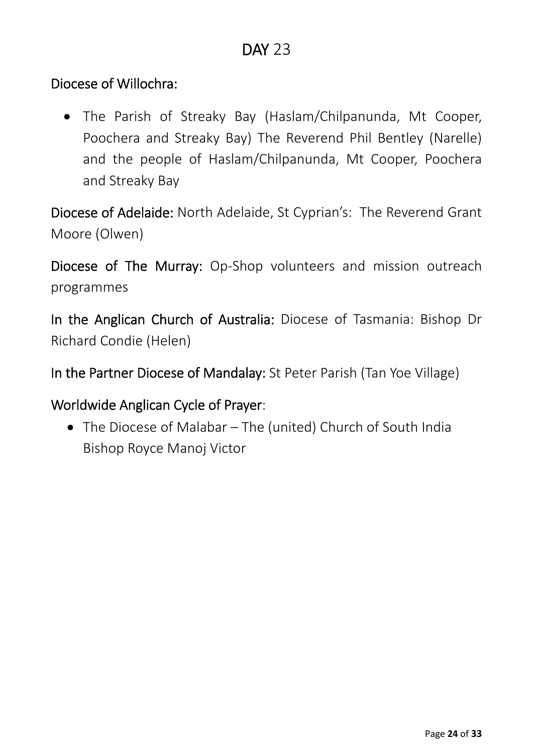# DAY 23

## Diocese of Willochra:

- The Parish of Streaky Bay (Haslam/Chilpanunda, Mt Cooper, Poochera and Streaky Bay) The Reverend Phil Bentley (Narelle) and the people of Haslam/Chilpanunda, Mt Cooper, Poochera and Streaky Bay

**Diocese of Adelaide:** North Adelaide, St Cyprian's: The Reverend Grant Moore (Olwen)

**Diocese of The Murray:** Op-Shop volunteers and mission outreach programmes

**In the Anglican Church of Australia:** Diocese of Tasmania: Bishop Dr Richard Condie (Helen)

**In the Partner Diocese of Mandalay:** St Peter Parish (Tan Yoe Village)

## Worldwide Anglican Cycle of Prayer:

- The Diocese of Malabar – The (united) Church of South India Bishop Royce Manoj Victor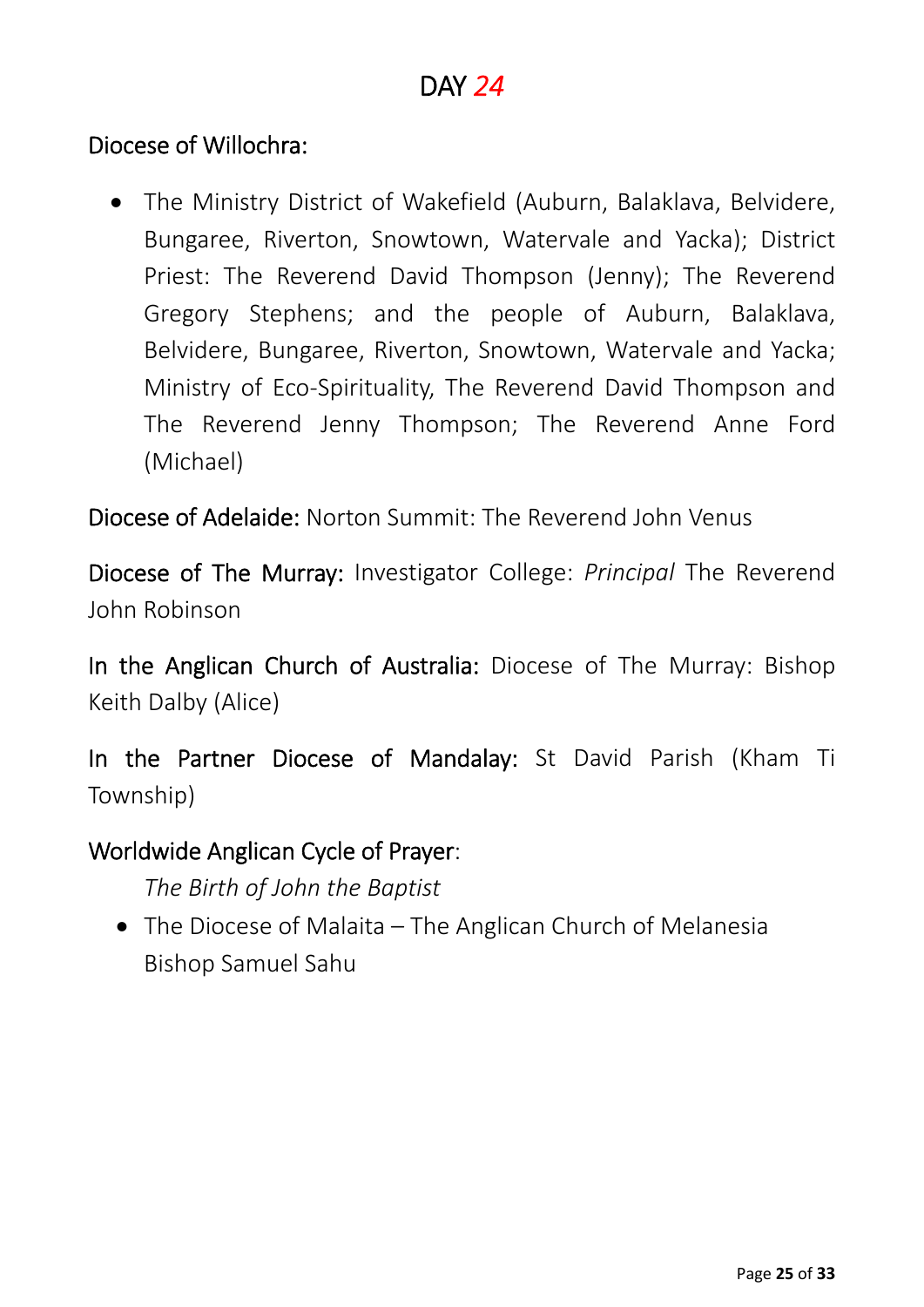# DAY *24*

Diocese of Willochra:

- The Ministry District of Wakefield (Auburn, Balaklava, Belvidere, Bungaree, Riverton, Snowtown, Watervale and Yacka); District Priest: The Reverend David Thompson (Jenny); The Reverend Gregory Stephens; and the people of Auburn, Balaklava, Belvidere, Bungaree, Riverton, Snowtown, Watervale and Yacka; Ministry of Eco-Spirituality, The Reverend David Thompson and The Reverend Jenny Thompson; The Reverend Anne Ford (Michael)

Diocese of Adelaide: Norton Summit: The Reverend John Venus

Diocese of The Murray: Investigator College: *Principal* The Reverend John Robinson

In the Anglican Church of Australia: Diocese of The Murray: Bishop Keith Dalby (Alice)

In the Partner Diocese of Mandalay: St David Parish (Kham Ti Township)

Worldwide Anglican Cycle of Prayer:

*The Birth of John the Baptist*

- The Diocese of Malaita – The Anglican Church of Melanesia
  Bishop Samuel Sahu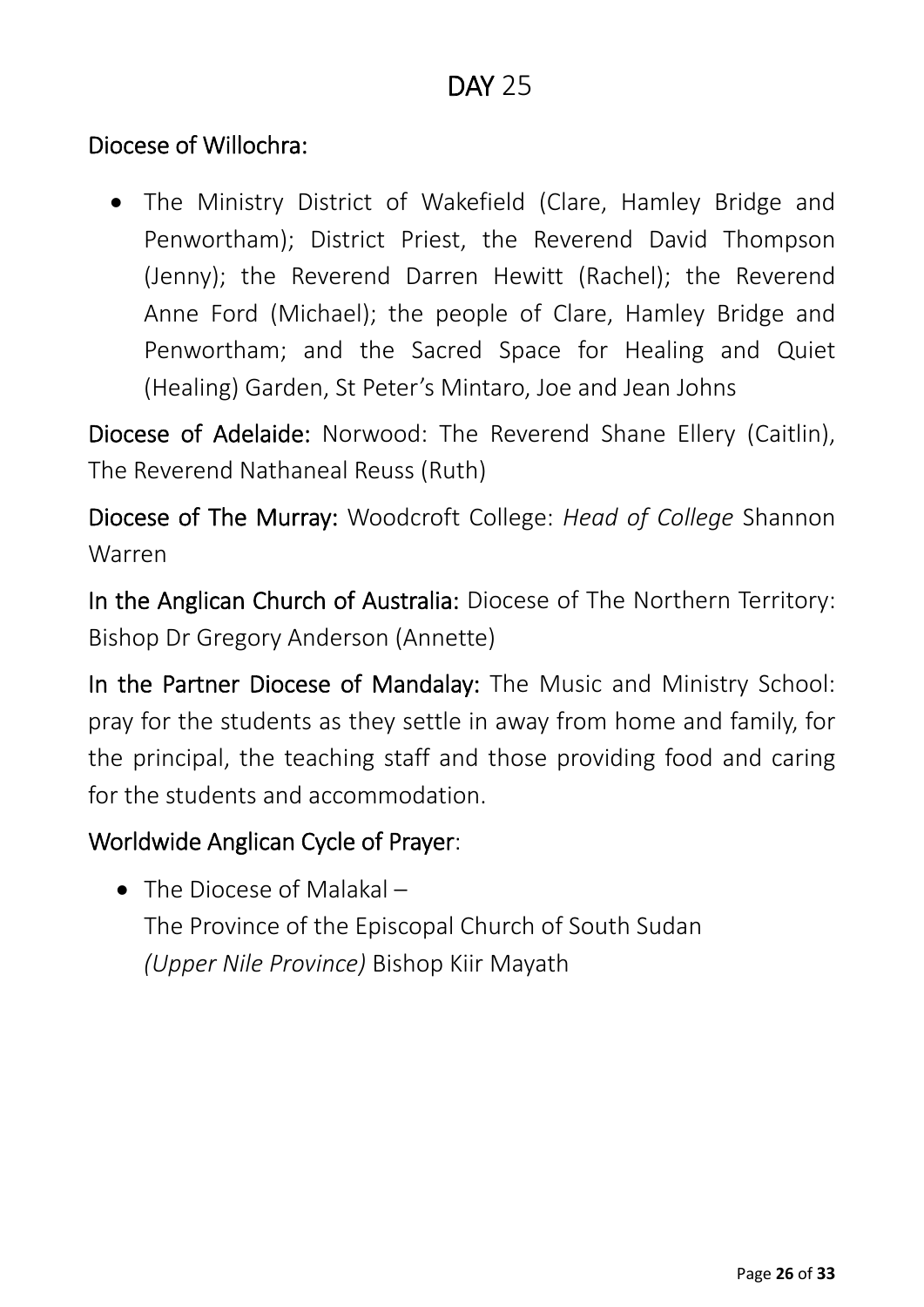# DAY 25

## Diocese of Willochra:

- The Ministry District of Wakefield (Clare, Hamley Bridge and Penwortham); District Priest, the Reverend David Thompson (Jenny); the Reverend Darren Hewitt (Rachel); the Reverend Anne Ford (Michael); the people of Clare, Hamley Bridge and Penwortham; and the Sacred Space for Healing and Quiet (Healing) Garden, St Peter's Mintaro, Joe and Jean Johns

**Diocese of Adelaide:** Norwood: The Reverend Shane Ellery (Caitlin), The Reverend Nathaneal Reuss (Ruth)

**Diocese of The Murray:** Woodcroft College: *Head of College* Shannon Warren

**In the Anglican Church of Australia:** Diocese of The Northern Territory: Bishop Dr Gregory Anderson (Annette)

**In the Partner Diocese of Mandalay:** The Music and Ministry School: pray for the students as they settle in away from home and family, for the principal, the teaching staff and those providing food and caring for the students and accommodation.

## Worldwide Anglican Cycle of Prayer:

- The Diocese of Malakal –
  The Province of the Episcopal Church of South Sudan
  *(Upper Nile Province)* Bishop Kiir Mayath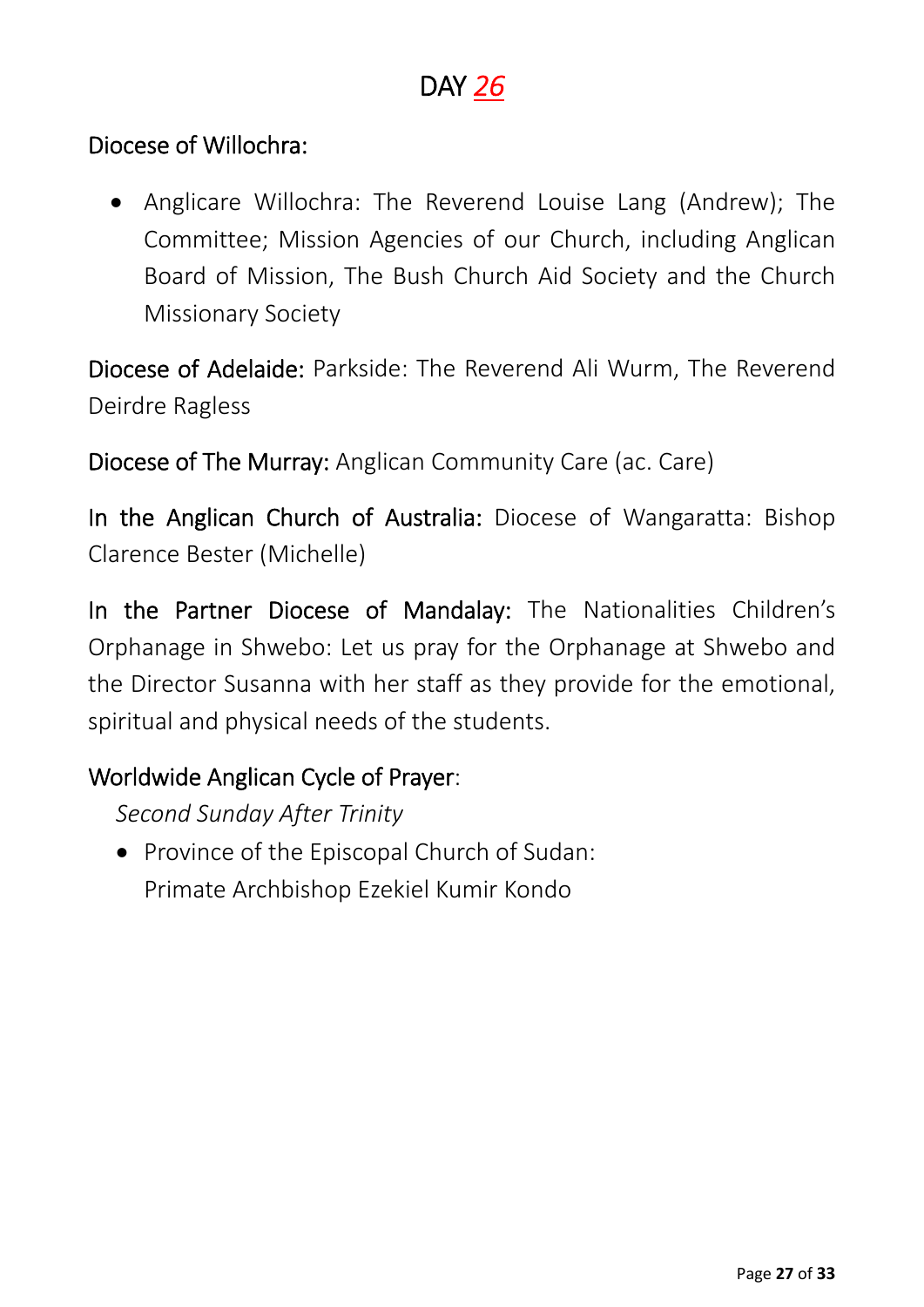# DAY *26*

Diocese of Willochra:

- Anglicare Willochra: The Reverend Louise Lang (Andrew); The Committee; Mission Agencies of our Church, including Anglican Board of Mission, The Bush Church Aid Society and the Church Missionary Society

Diocese of Adelaide: Parkside: The Reverend Ali Wurm, The Reverend Deirdre Ragless

Diocese of The Murray: Anglican Community Care (ac. Care)

In the Anglican Church of Australia: Diocese of Wangaratta: Bishop Clarence Bester (Michelle)

In the Partner Diocese of Mandalay: The Nationalities Children's Orphanage in Shwebo: Let us pray for the Orphanage at Shwebo and the Director Susanna with her staff as they provide for the emotional, spiritual and physical needs of the students.

Worldwide Anglican Cycle of Prayer:

*Second Sunday After Trinity*

- Province of the Episcopal Church of Sudan:
  Primate Archbishop Ezekiel Kumir Kondo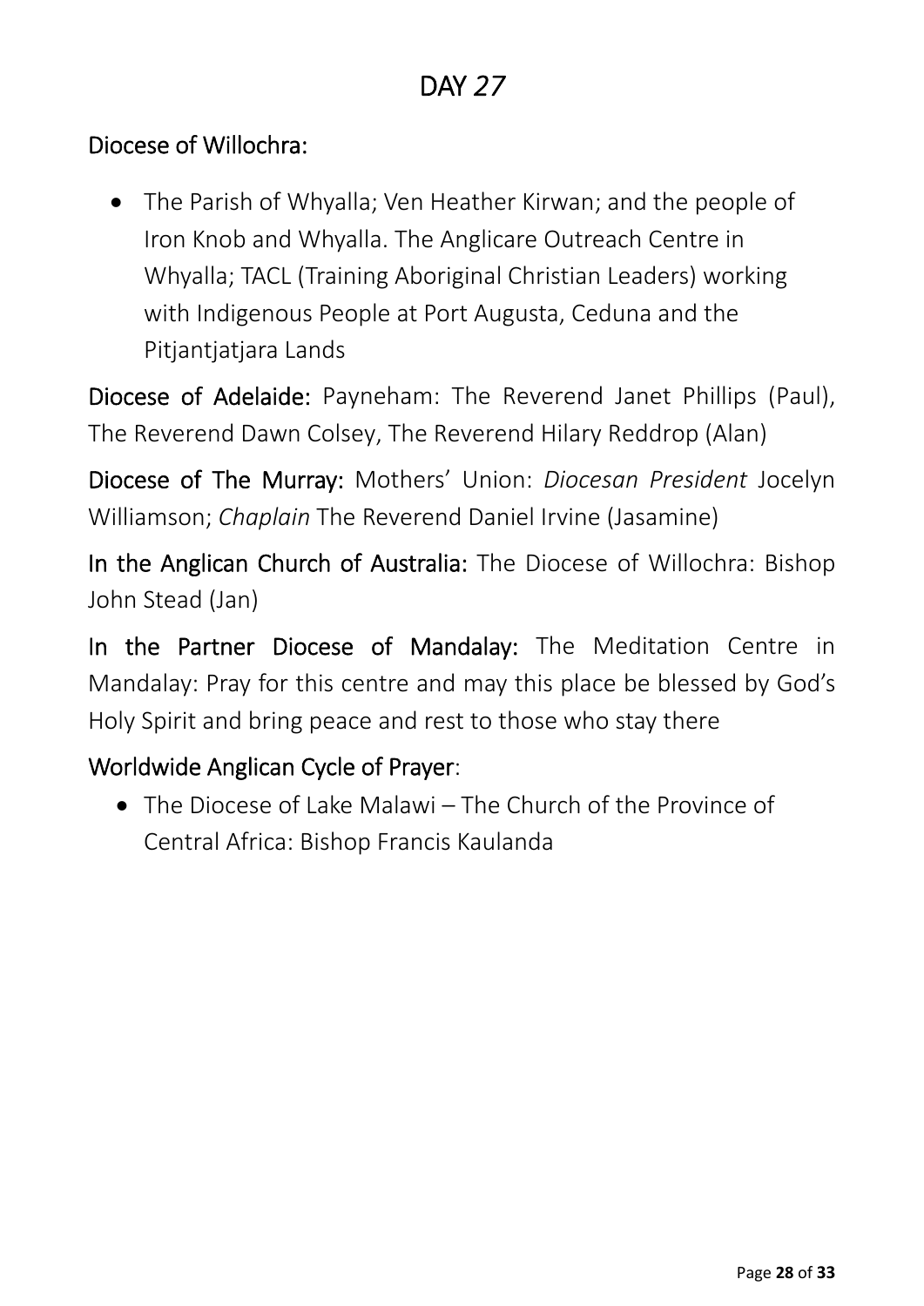# DAY *27*

Diocese of Willochra:

- The Parish of Whyalla; Ven Heather Kirwan; and the people of Iron Knob and Whyalla. The Anglicare Outreach Centre in Whyalla; TACL (Training Aboriginal Christian Leaders) working with Indigenous People at Port Augusta, Ceduna and the Pitjantjatjara Lands

Diocese of Adelaide: Payneham: The Reverend Janet Phillips (Paul), The Reverend Dawn Colsey, The Reverend Hilary Reddrop (Alan)

Diocese of The Murray: Mothers' Union: *Diocesan President* Jocelyn Williamson; *Chaplain* The Reverend Daniel Irvine (Jasamine)

In the Anglican Church of Australia: The Diocese of Willochra: Bishop John Stead (Jan)

In the Partner Diocese of Mandalay: The Meditation Centre in Mandalay: Pray for this centre and may this place be blessed by God's Holy Spirit and bring peace and rest to those who stay there

Worldwide Anglican Cycle of Prayer:

- The Diocese of Lake Malawi – The Church of the Province of Central Africa: Bishop Francis Kaulanda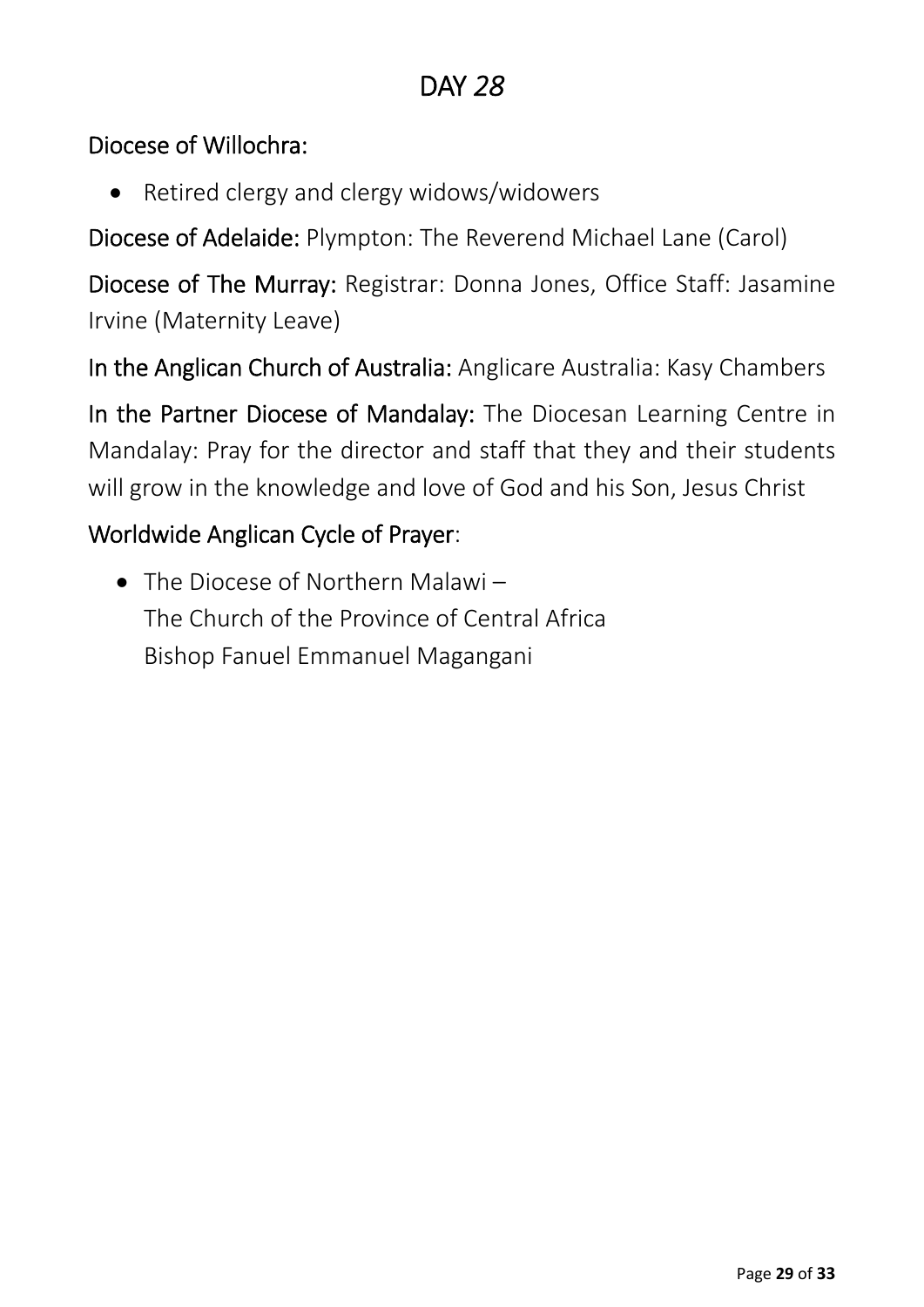# DAY *28*

Diocese of Willochra:

- Retired clergy and clergy widows/widowers

Diocese of Adelaide: Plympton: The Reverend Michael Lane (Carol)

Diocese of The Murray: Registrar: Donna Jones, Office Staff: Jasamine Irvine (Maternity Leave)

In the Anglican Church of Australia: Anglicare Australia: Kasy Chambers

In the Partner Diocese of Mandalay: The Diocesan Learning Centre in Mandalay: Pray for the director and staff that they and their students will grow in the knowledge and love of God and his Son, Jesus Christ

Worldwide Anglican Cycle of Prayer:

- The Diocese of Northern Malawi –
  The Church of the Province of Central Africa
  Bishop Fanuel Emmanuel Magangani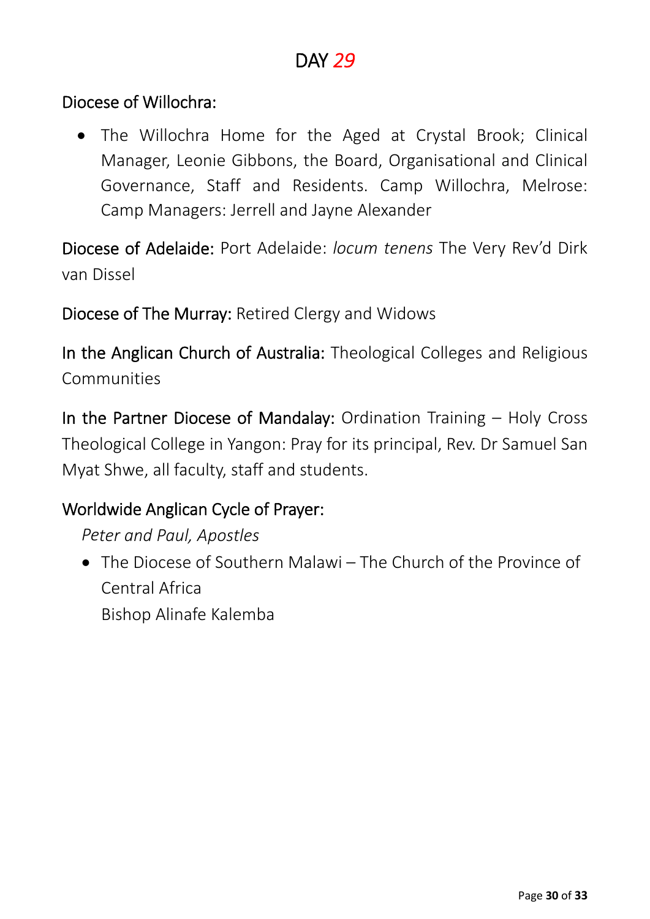# DAY 29

Diocese of Willochra:

- The Willochra Home for the Aged at Crystal Brook; Clinical Manager, Leonie Gibbons, the Board, Organisational and Clinical Governance, Staff and Residents. Camp Willochra, Melrose: Camp Managers: Jerrell and Jayne Alexander

Diocese of Adelaide: Port Adelaide: *locum tenens* The Very Rev'd Dirk van Dissel

Diocese of The Murray: Retired Clergy and Widows

In the Anglican Church of Australia: Theological Colleges and Religious Communities

In the Partner Diocese of Mandalay: Ordination Training – Holy Cross Theological College in Yangon: Pray for its principal, Rev. Dr Samuel San Myat Shwe, all faculty, staff and students.

Worldwide Anglican Cycle of Prayer:

*Peter and Paul, Apostles*

- The Diocese of Southern Malawi – The Church of the Province of Central Africa
  Bishop Alinafe Kalemba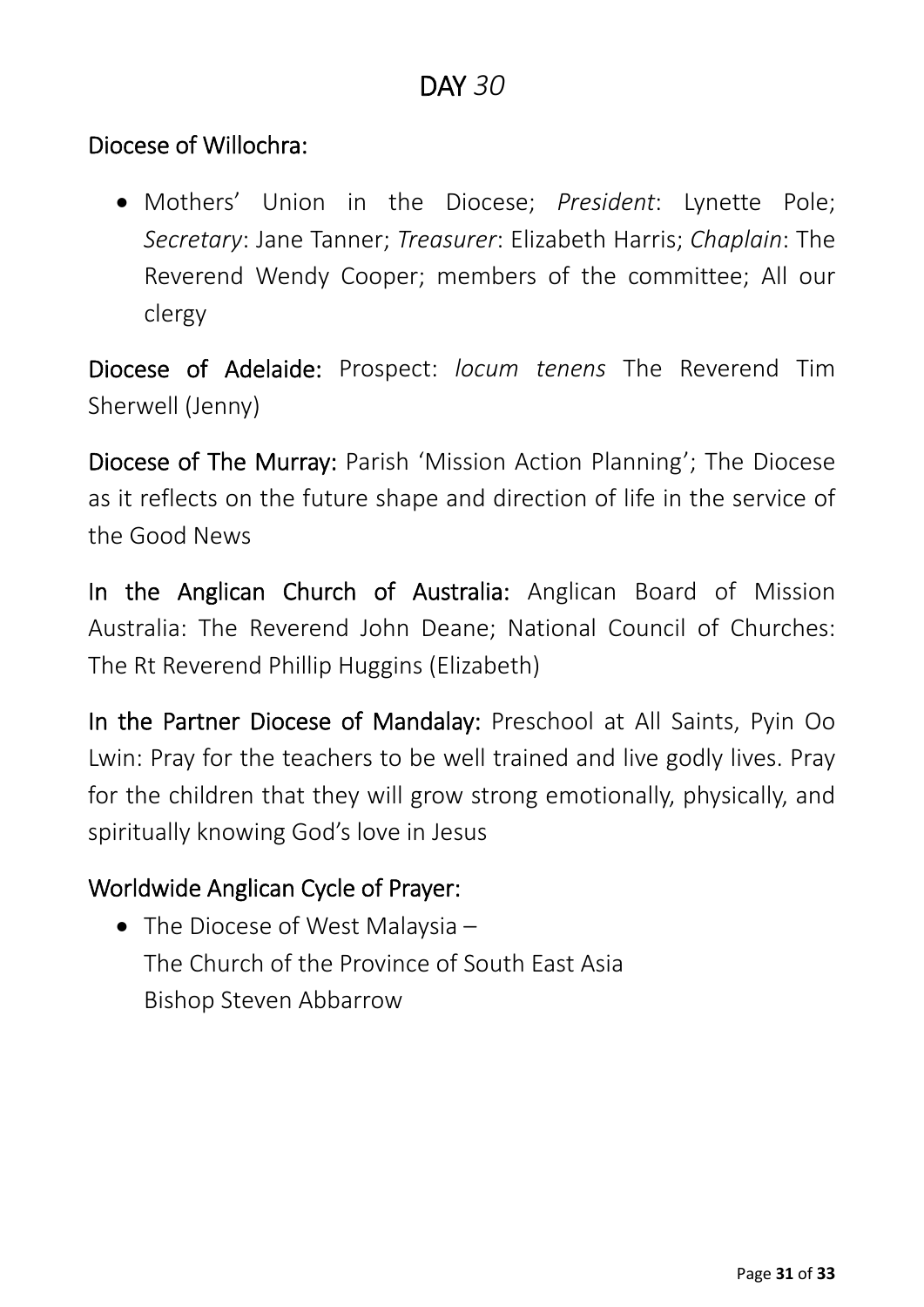# DAY *30*

## Diocese of Willochra:

- Mothers' Union in the Diocese; *President*: Lynette Pole; *Secretary*: Jane Tanner; *Treasurer*: Elizabeth Harris; *Chaplain*: The Reverend Wendy Cooper; members of the committee; All our clergy

**Diocese of Adelaide:** Prospect: *locum tenens* The Reverend Tim Sherwell (Jenny)

**Diocese of The Murray:** Parish 'Mission Action Planning'; The Diocese as it reflects on the future shape and direction of life in the service of the Good News

**In the Anglican Church of Australia:** Anglican Board of Mission Australia: The Reverend John Deane; National Council of Churches: The Rt Reverend Phillip Huggins (Elizabeth)

**In the Partner Diocese of Mandalay:** Preschool at All Saints, Pyin Oo Lwin: Pray for the teachers to be well trained and live godly lives. Pray for the children that they will grow strong emotionally, physically, and spiritually knowing God's love in Jesus

## Worldwide Anglican Cycle of Prayer:

- The Diocese of West Malaysia –
  The Church of the Province of South East Asia
  Bishop Steven Abbarrow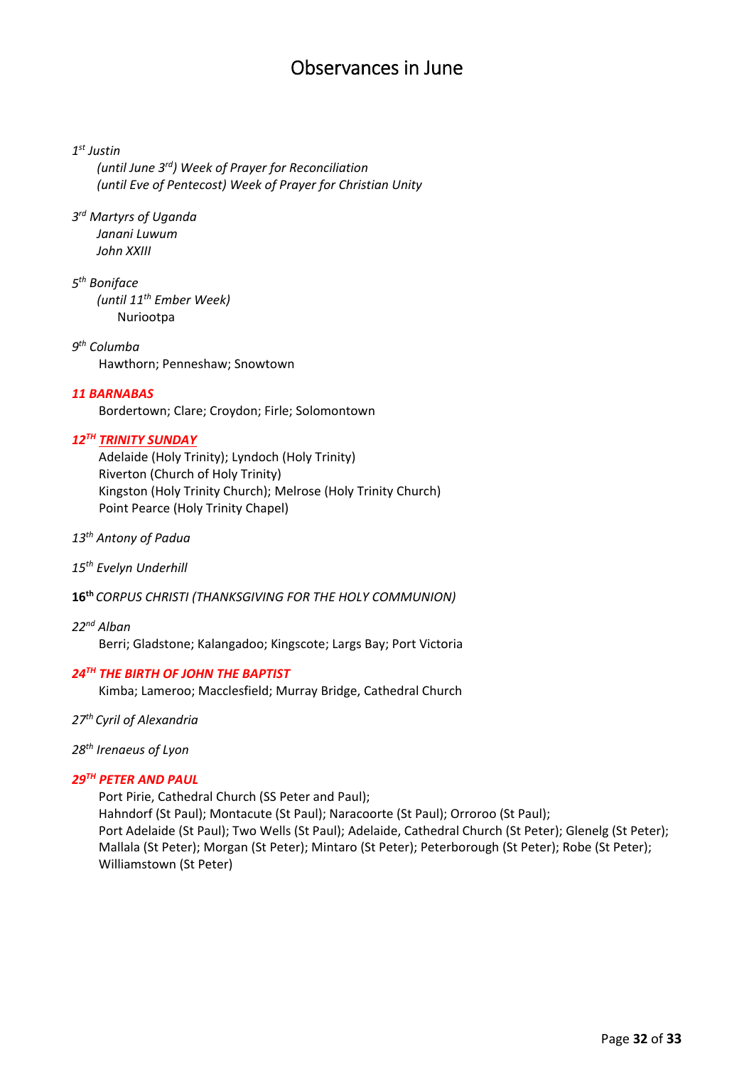# Observances in June

*1st Justin*

*(until June 3rd) Week of Prayer for Reconciliation*

*(until Eve of Pentecost) Week of Prayer for Christian Unity*

*3rd Martyrs of Uganda*

*Janani Luwum*

*John XXIII*

*5th Boniface*

*(until 11th Ember Week)*

Nuriootpa

*9th Columba*

Hawthorn; Penneshaw; Snowtown

***11 BARNABAS***

Bordertown; Clare; Croydon; Firle; Solomontown

***12TH TRINITY SUNDAY***

Adelaide (Holy Trinity); Lyndoch (Holy Trinity)

Riverton (Church of Holy Trinity)

Kingston (Holy Trinity Church); Melrose (Holy Trinity Church)

Point Pearce (Holy Trinity Chapel)

*13th Antony of Padua*

*15th Evelyn Underhill*

**16th** *CORPUS CHRISTI (THANKSGIVING FOR THE HOLY COMMUNION)*

*22nd Alban*

Berri; Gladstone; Kalangadoo; Kingscote; Largs Bay; Port Victoria

***24TH THE BIRTH OF JOHN THE BAPTIST***

Kimba; Lameroo; Macclesfield; Murray Bridge, Cathedral Church

*27th Cyril of Alexandria*

*28th Irenaeus of Lyon*

***29TH PETER AND PAUL***

Port Pirie, Cathedral Church (SS Peter and Paul);

Hahndorf (St Paul); Montacute (St Paul); Naracoorte (St Paul); Orroroo (St Paul);

Port Adelaide (St Paul); Two Wells (St Paul); Adelaide, Cathedral Church (St Peter); Glenelg (St Peter); Mallala (St Peter); Morgan (St Peter); Mintaro (St Peter); Peterborough (St Peter); Robe (St Peter); Williamstown (St Peter)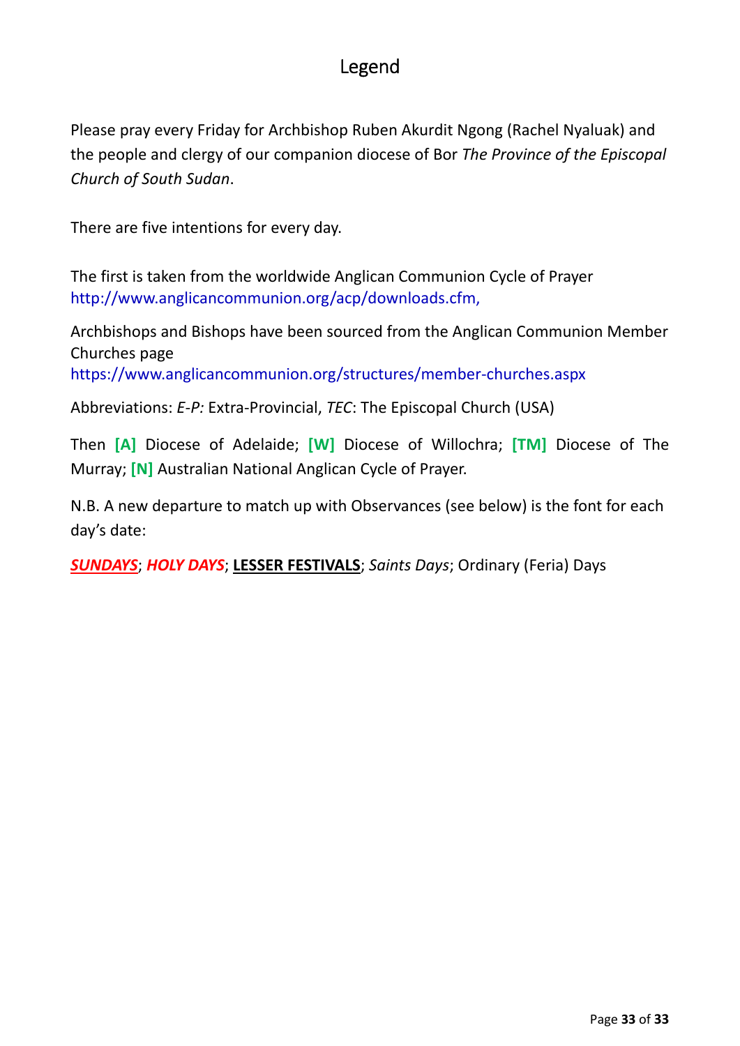# Legend

Please pray every Friday for Archbishop Ruben Akurdit Ngong (Rachel Nyaluak) and the people and clergy of our companion diocese of Bor *The Province of the Episcopal Church of South Sudan*.

There are five intentions for every day.

The first is taken from the worldwide Anglican Communion Cycle of Prayer http://www.anglicancommunion.org/acp/downloads.cfm,

Archbishops and Bishops have been sourced from the Anglican Communion Member Churches page https://www.anglicancommunion.org/structures/member-churches.aspx

Abbreviations: *E-P:* Extra-Provincial, *TEC*: The Episcopal Church (USA)

Then **[A]** Diocese of Adelaide; **[W]** Diocese of Willochra; **[TM]** Diocese of The Murray; **[N]** Australian National Anglican Cycle of Prayer.

N.B. A new departure to match up with Observances (see below) is the font for each day's date:

***SUNDAYS***; ***HOLY DAYS***; **LESSER FESTIVALS**; *Saints Days*; Ordinary (Feria) Days